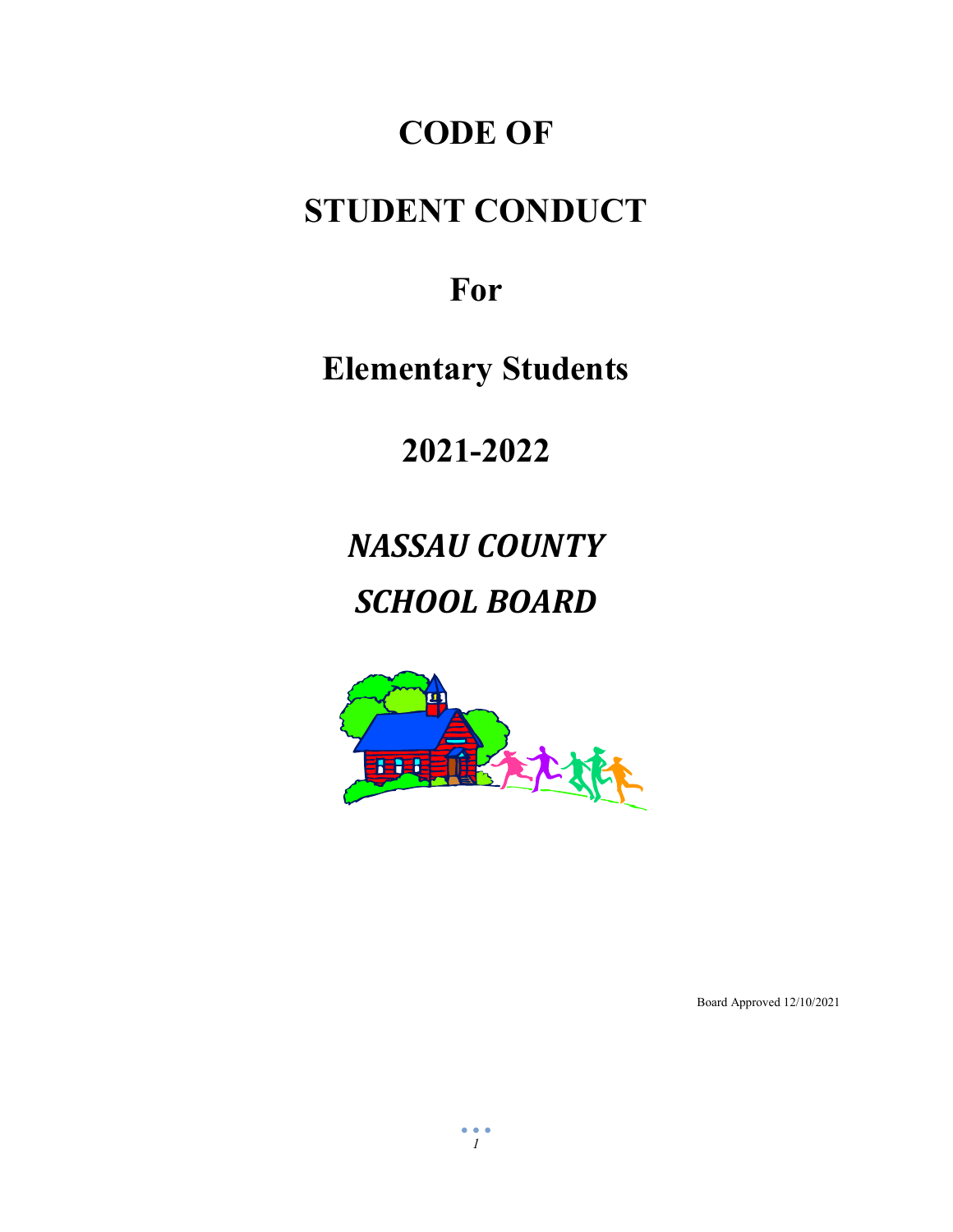# CODE OF

# STUDENT CONDUCT

# For

# Elementary Students

# 2021-2022

## *NASSAU COUNTY*

## *SCHOOL BOARD*

Board Approved 12/10/2021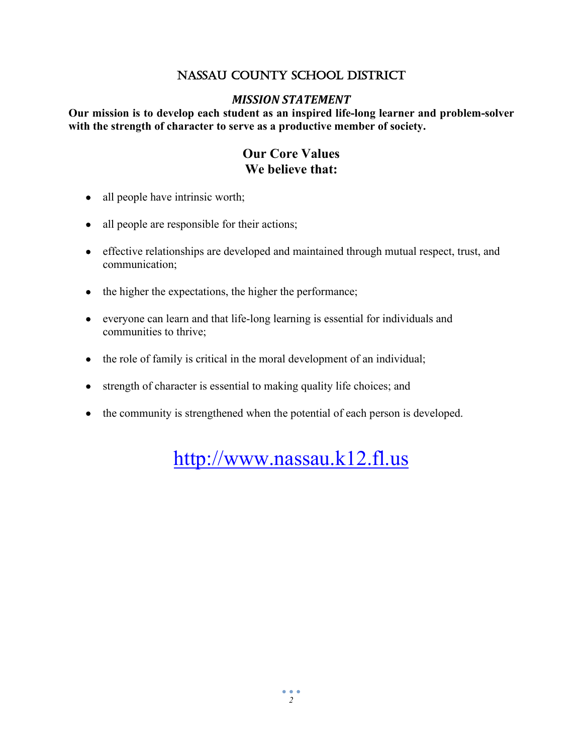# Nassau County School District

## *MISSION STATEMENT*

**Our mission is to develop each student as an inspired life-long learner and problem-solver with the strength of character to serve as a productive member of society.**

## Our Core Values
## We believe that:

- all people have intrinsic worth;
- all people are responsible for their actions;
- effective relationships are developed and maintained through mutual respect, trust, and communication;
- the higher the expectations, the higher the performance;
- everyone can learn and that life-long learning is essential for individuals and communities to thrive;
- the role of family is critical in the moral development of an individual;
- strength of character is essential to making quality life choices; and
- the community is strengthened when the potential of each person is developed.

http://www.nassau.k12.fl.us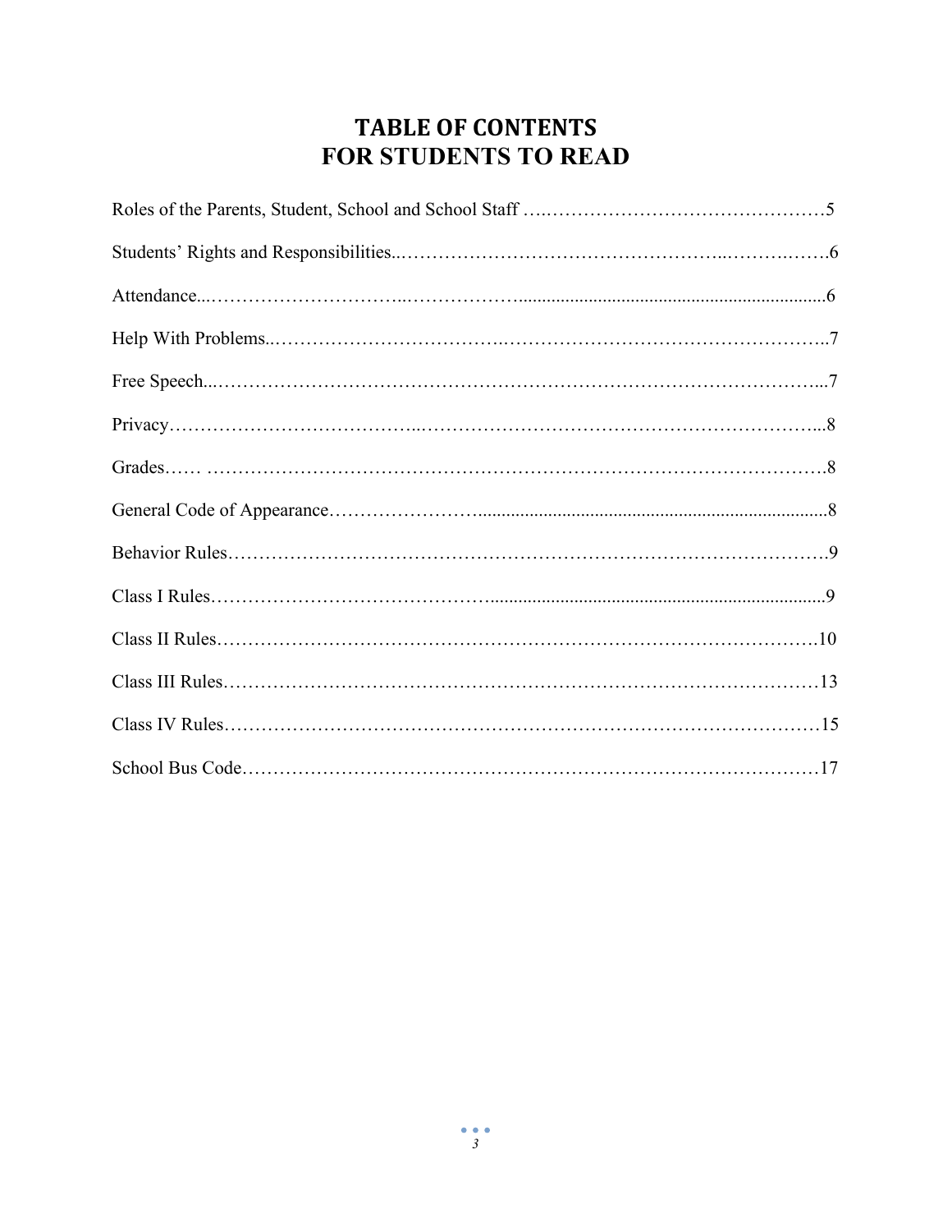# TABLE OF CONTENTS
# FOR STUDENTS TO READ

Roles of the Parents, Student, School and School Staff ………………………………………………5

Students' Rights and Responsibilities………………………………………………………………6

Attendance……………………………………………………………………………………………6

Help With Problems…………………………………………………………………………………7

Free Speech…………………………………………………………………………………………7

Privacy………………………………………………………………………………………………8

Grades………………………………………………………………………………………………8

General Code of Appearance………………………………………………………………………8

Behavior Rules………………………………………………………………………………………9

Class I Rules…………………………………………………………………………………………9

Class II Rules………………………………………………………………………………………10

Class III Rules………………………………………………………………………………………13

Class IV Rules………………………………………………………………………………………15

School Bus Code……………………………………………………………………………………17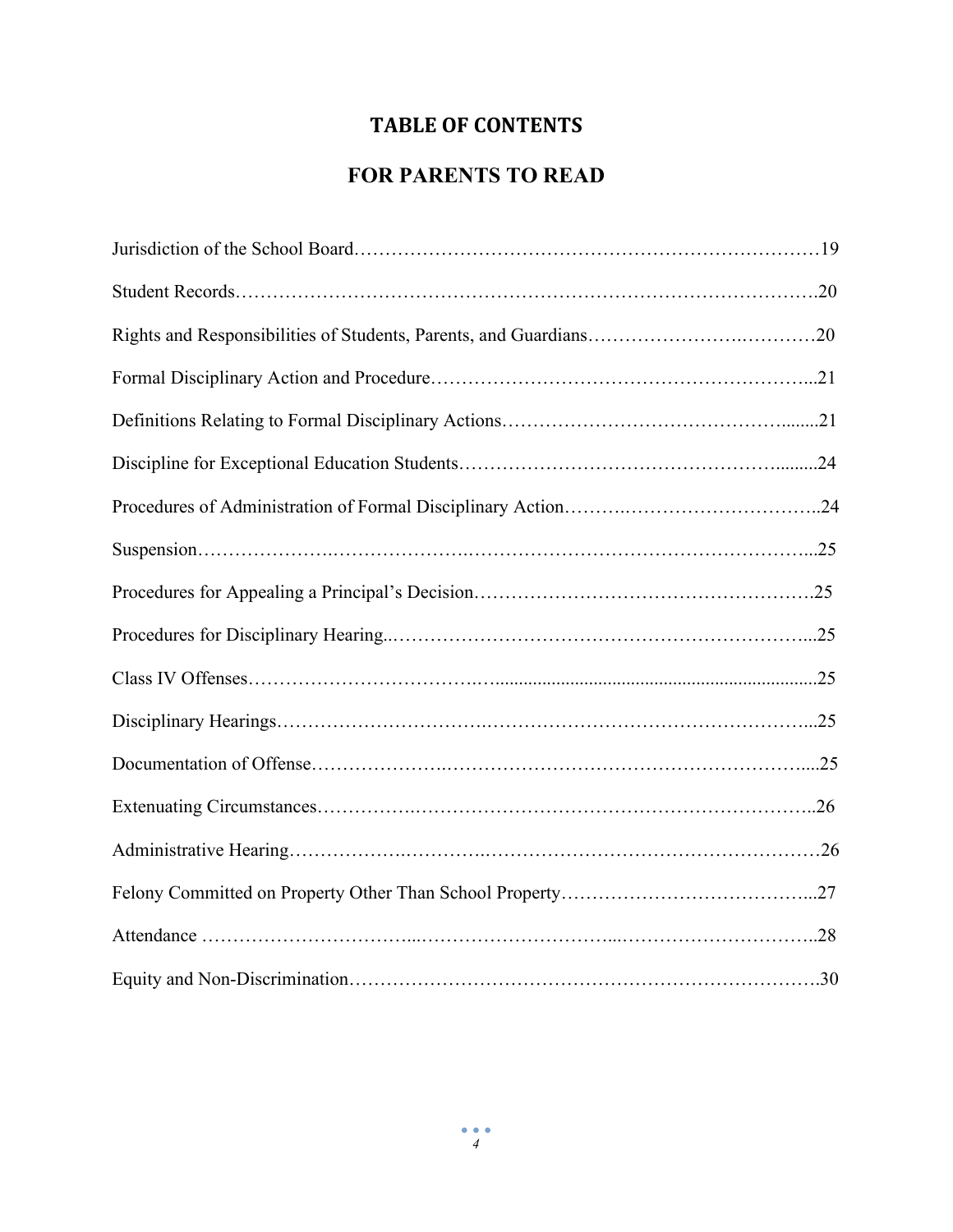# TABLE OF CONTENTS

## FOR PARENTS TO READ

Jurisdiction of the School Board……………………………………………………………………19

Student Records……………………………………………………………………………….20

Rights and Responsibilities of Students, Parents, and Guardians……………………….…………20

Formal Disciplinary Action and Procedure…………………………………………………...21

Definitions Relating to Formal Disciplinary Actions……………………………………........21

Discipline for Exceptional Education Students……………………………………………..........24

Procedures of Administration of Formal Disciplinary Action……….…………………………..24

Suspension…………………………………………………………………………………...25

Procedures for Appealing a Principal's Decision……………………………………………….25

Procedures for Disciplinary Hearing..…………………………………………………………...25

Class IV Offenses……………………………….....................................................................25

Disciplinary Hearings……………………………………………………………………………...25

Documentation of Offense…………………………………………………………………....25

Extenuating Circumstances……………………………………………………………………..26

Administrative Hearing………………………………………………………………………………26

Felony Committed on Property Other Than School Property…………………………………...27

Attendance ……………………………...…………………………...…………………………..28

Equity and Non-Discrimination……………………………………………………………….30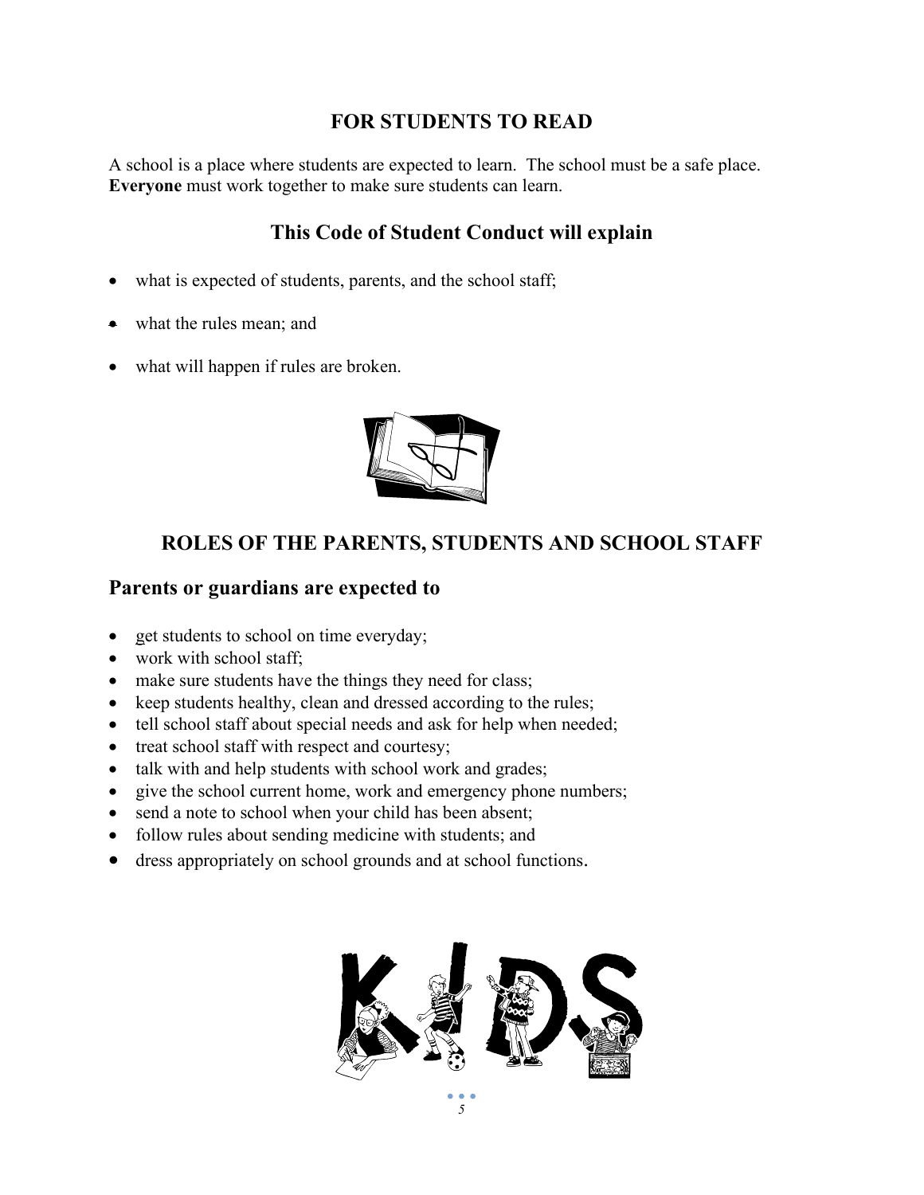## FOR STUDENTS TO READ

A school is a place where students are expected to learn. The school must be a safe place. **Everyone** must work together to make sure students can learn.

## This Code of Student Conduct will explain

- what is expected of students, parents, and the school staff;
- what the rules mean; and
- what will happen if rules are broken.

## ROLES OF THE PARENTS, STUDENTS AND SCHOOL STAFF

### Parents or guardians are expected to

- get students to school on time everyday;
- work with school staff;
- make sure students have the things they need for class;
- keep students healthy, clean and dressed according to the rules;
- tell school staff about special needs and ask for help when needed;
- treat school staff with respect and courtesy;
- talk with and help students with school work and grades;
- give the school current home, work and emergency phone numbers;
- send a note to school when your child has been absent;
- follow rules about sending medicine with students; and
- dress appropriately on school grounds and at school functions.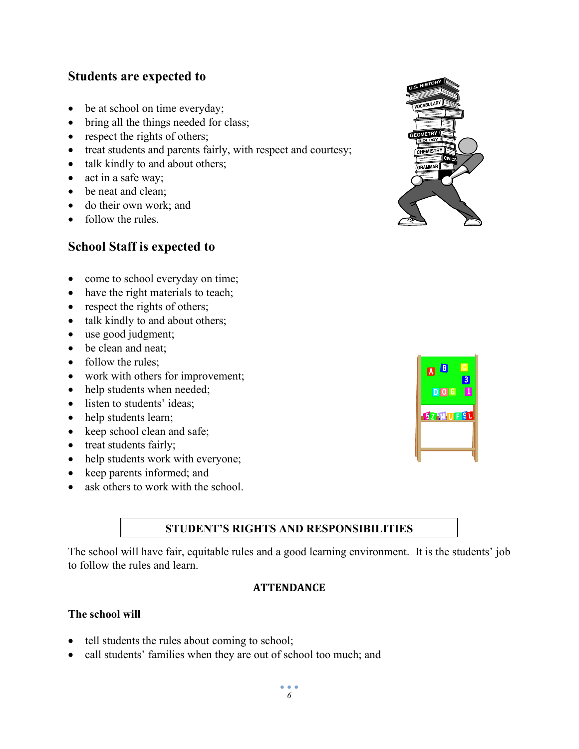## Students are expected to

- be at school on time everyday;
- bring all the things needed for class;
- respect the rights of others;
- treat students and parents fairly, with respect and courtesy;
- talk kindly to and about others;
- act in a safe way;
- be neat and clean;
- do their own work; and
- follow the rules.

## School Staff is expected to

- come to school everyday on time;
- have the right materials to teach;
- respect the rights of others;
- talk kindly to and about others;
- use good judgment;
- be clean and neat;
- follow the rules;
- work with others for improvement;
- help students when needed;
- listen to students' ideas;
- help students learn;
- keep school clean and safe;
- treat students fairly;
- help students work with everyone;
- keep parents informed; and
- ask others to work with the school.

## STUDENT'S RIGHTS AND RESPONSIBILITIES

The school will have fair, equitable rules and a good learning environment. It is the students' job to follow the rules and learn.

### ATTENDANCE

**The school will**

- tell students the rules about coming to school;
- call students' families when they are out of school too much; and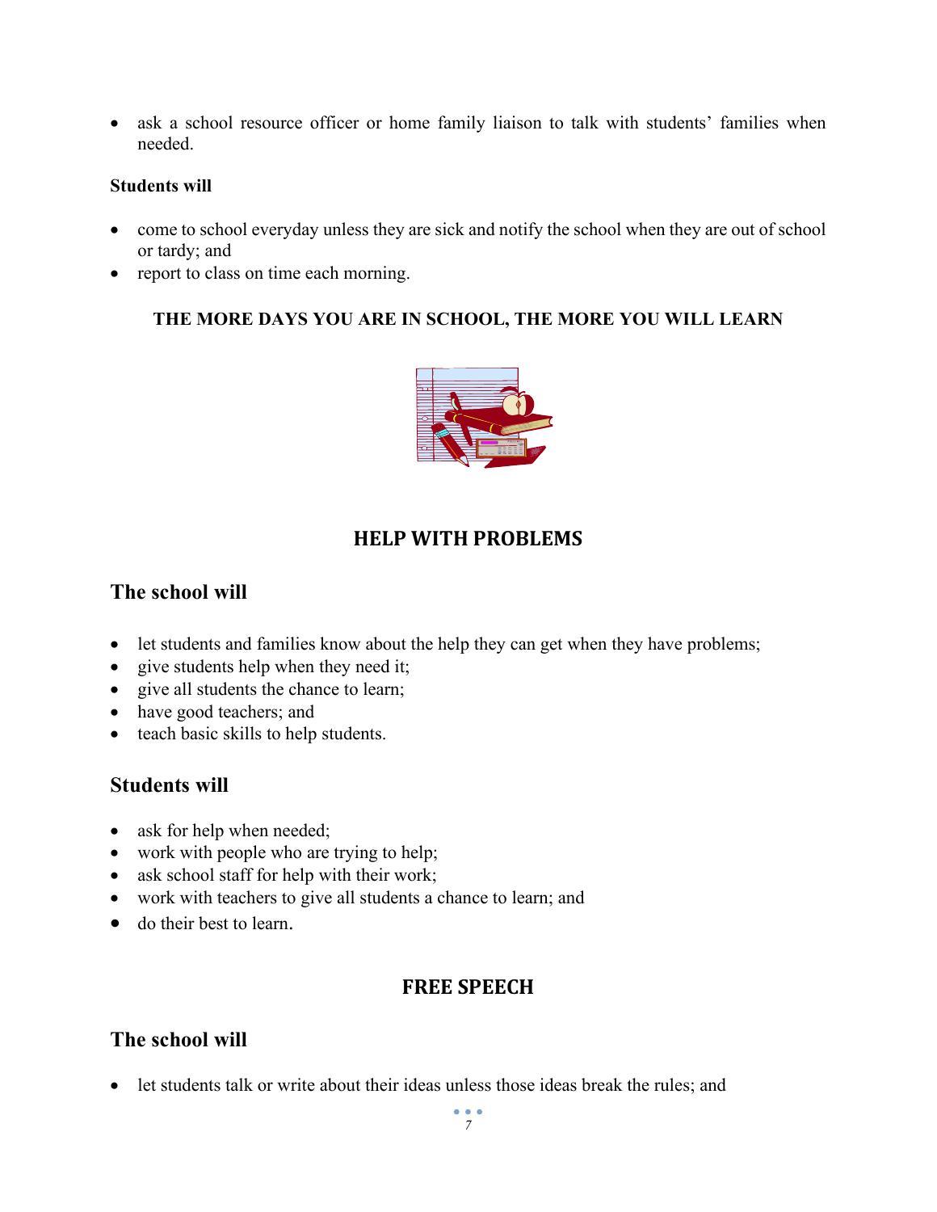- ask a school resource officer or home family liaison to talk with students' families when needed.

**Students will**

- come to school everyday unless they are sick and notify the school when they are out of school or tardy; and
- report to class on time each morning.

**THE MORE DAYS YOU ARE IN SCHOOL, THE MORE YOU WILL LEARN**

## HELP WITH PROBLEMS

### The school will

- let students and families know about the help they can get when they have problems;
- give students help when they need it;
- give all students the chance to learn;
- have good teachers; and
- teach basic skills to help students.

### Students will

- ask for help when needed;
- work with people who are trying to help;
- ask school staff for help with their work;
- work with teachers to give all students a chance to learn; and
- do their best to learn.

## FREE SPEECH

### The school will

- let students talk or write about their ideas unless those ideas break the rules; and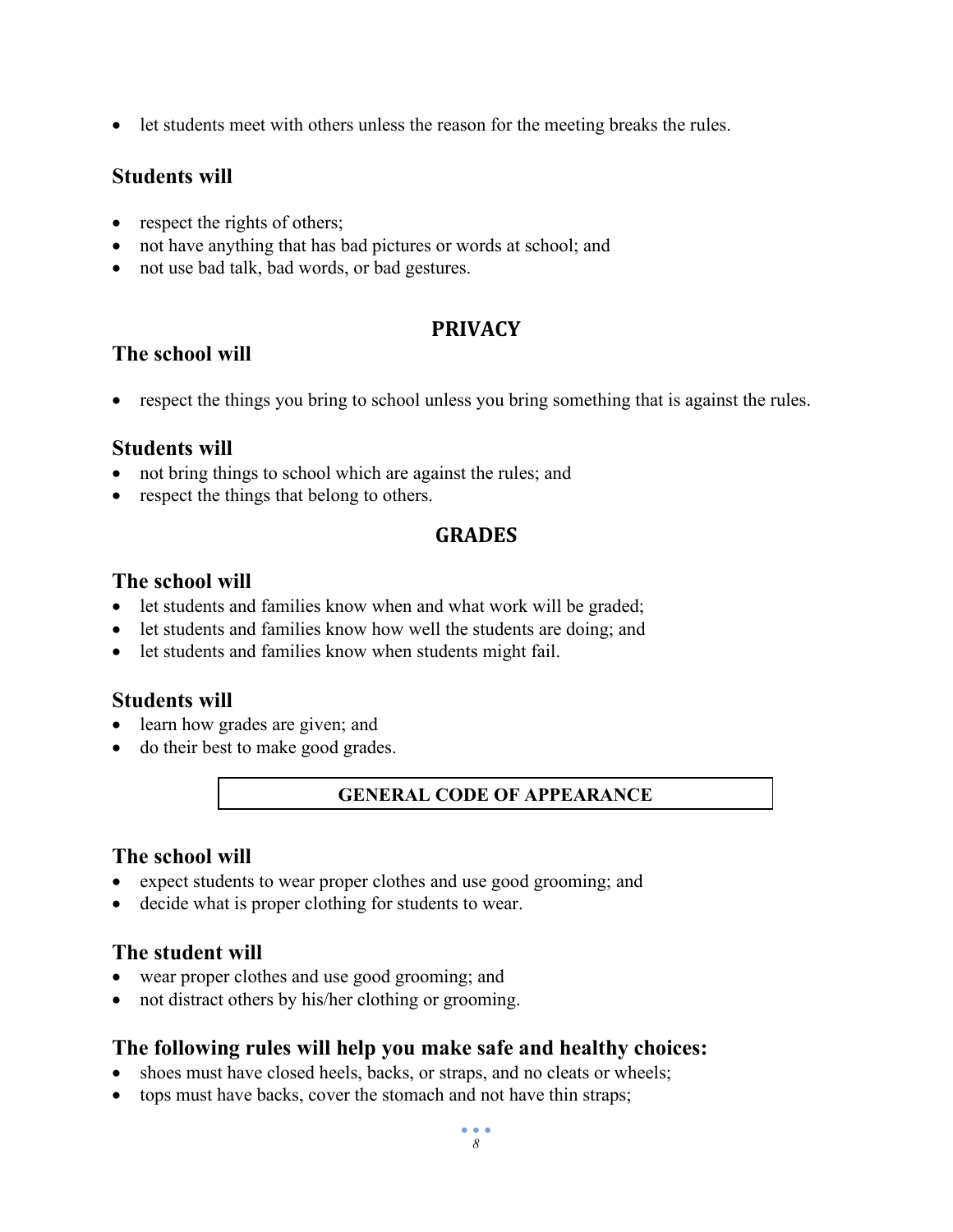- let students meet with others unless the reason for the meeting breaks the rules.

### Students will

- respect the rights of others;
- not have anything that has bad pictures or words at school; and
- not use bad talk, bad words, or bad gestures.

## PRIVACY

### The school will

- respect the things you bring to school unless you bring something that is against the rules.

### Students will

- not bring things to school which are against the rules; and
- respect the things that belong to others.

## GRADES

### The school will

- let students and families know when and what work will be graded;
- let students and families know how well the students are doing; and
- let students and families know when students might fail.

### Students will

- learn how grades are given; and
- do their best to make good grades.

## GENERAL CODE OF APPEARANCE

### The school will

- expect students to wear proper clothes and use good grooming; and
- decide what is proper clothing for students to wear.

### The student will

- wear proper clothes and use good grooming; and
- not distract others by his/her clothing or grooming.

### The following rules will help you make safe and healthy choices:

- shoes must have closed heels, backs, or straps, and no cleats or wheels;
- tops must have backs, cover the stomach and not have thin straps;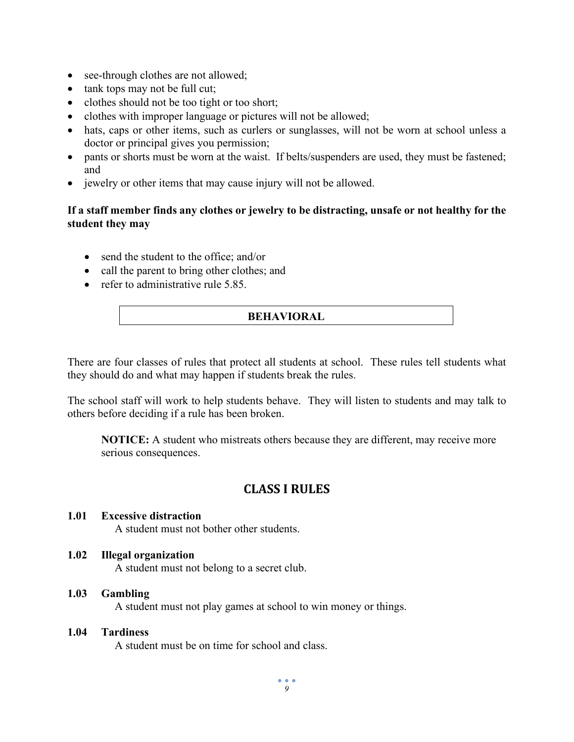- see-through clothes are not allowed;
- tank tops may not be full cut;
- clothes should not be too tight or too short;
- clothes with improper language or pictures will not be allowed;
- hats, caps or other items, such as curlers or sunglasses, will not be worn at school unless a doctor or principal gives you permission;
- pants or shorts must be worn at the waist. If belts/suspenders are used, they must be fastened; and
- jewelry or other items that may cause injury will not be allowed.

**If a staff member finds any clothes or jewelry to be distracting, unsafe or not healthy for the student they may**

- send the student to the office; and/or
- call the parent to bring other clothes; and
- refer to administrative rule 5.85.

## BEHAVIORAL

There are four classes of rules that protect all students at school. These rules tell students what they should do and what may happen if students break the rules.

The school staff will work to help students behave. They will listen to students and may talk to others before deciding if a rule has been broken.

> **NOTICE:** A student who mistreats others because they are different, may receive more serious consequences.

## CLASS I RULES

**1.01 Excessive distraction**
A student must not bother other students.

**1.02 Illegal organization**
A student must not belong to a secret club.

**1.03 Gambling**
A student must not play games at school to win money or things.

**1.04 Tardiness**
A student must be on time for school and class.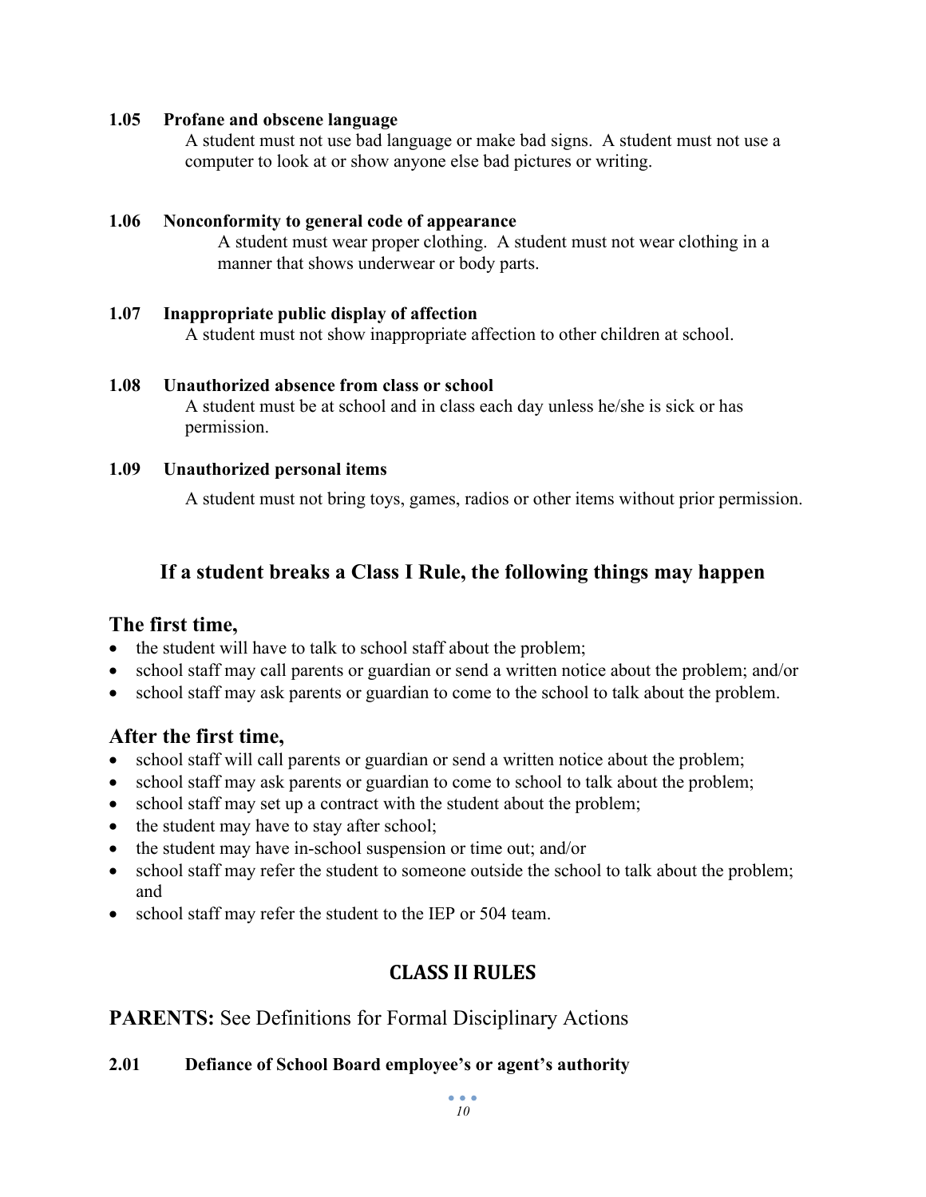**1.05 Profane and obscene language**

A student must not use bad language or make bad signs. A student must not use a computer to look at or show anyone else bad pictures or writing.

**1.06 Nonconformity to general code of appearance**

A student must wear proper clothing. A student must not wear clothing in a manner that shows underwear or body parts.

**1.07 Inappropriate public display of affection**

A student must not show inappropriate affection to other children at school.

**1.08 Unauthorized absence from class or school**

A student must be at school and in class each day unless he/she is sick or has permission.

**1.09 Unauthorized personal items**

A student must not bring toys, games, radios or other items without prior permission.

## If a student breaks a Class I Rule, the following things may happen

### The first time,

- the student will have to talk to school staff about the problem;
- school staff may call parents or guardian or send a written notice about the problem; and/or
- school staff may ask parents or guardian to come to the school to talk about the problem.

### After the first time,

- school staff will call parents or guardian or send a written notice about the problem;
- school staff may ask parents or guardian to come to school to talk about the problem;
- school staff may set up a contract with the student about the problem;
- the student may have to stay after school;
- the student may have in-school suspension or time out; and/or
- school staff may refer the student to someone outside the school to talk about the problem; and
- school staff may refer the student to the IEP or 504 team.

## CLASS II RULES

**PARENTS:** See Definitions for Formal Disciplinary Actions

**2.01 Defiance of School Board employee's or agent's authority**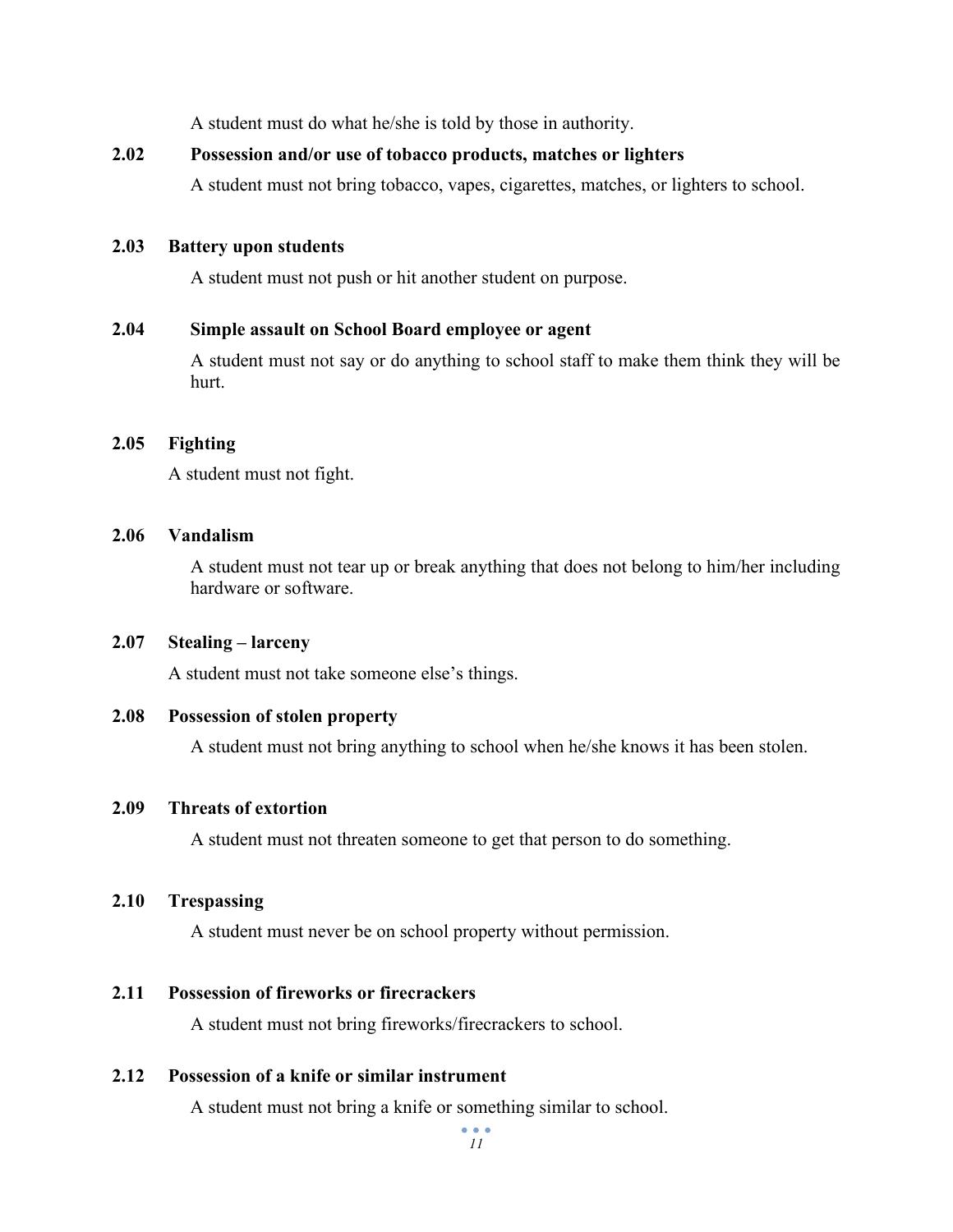A student must do what he/she is told by those in authority.

**2.02 Possession and/or use of tobacco products, matches or lighters**

A student must not bring tobacco, vapes, cigarettes, matches, or lighters to school.

**2.03 Battery upon students**

A student must not push or hit another student on purpose.

**2.04 Simple assault on School Board employee or agent**

A student must not say or do anything to school staff to make them think they will be hurt.

**2.05 Fighting**

A student must not fight.

**2.06 Vandalism**

A student must not tear up or break anything that does not belong to him/her including hardware or software.

**2.07 Stealing – larceny**

A student must not take someone else's things.

**2.08 Possession of stolen property**

A student must not bring anything to school when he/she knows it has been stolen.

**2.09 Threats of extortion**

A student must not threaten someone to get that person to do something.

**2.10 Trespassing**

A student must never be on school property without permission.

**2.11 Possession of fireworks or firecrackers**

A student must not bring fireworks/firecrackers to school.

**2.12 Possession of a knife or similar instrument**

A student must not bring a knife or something similar to school.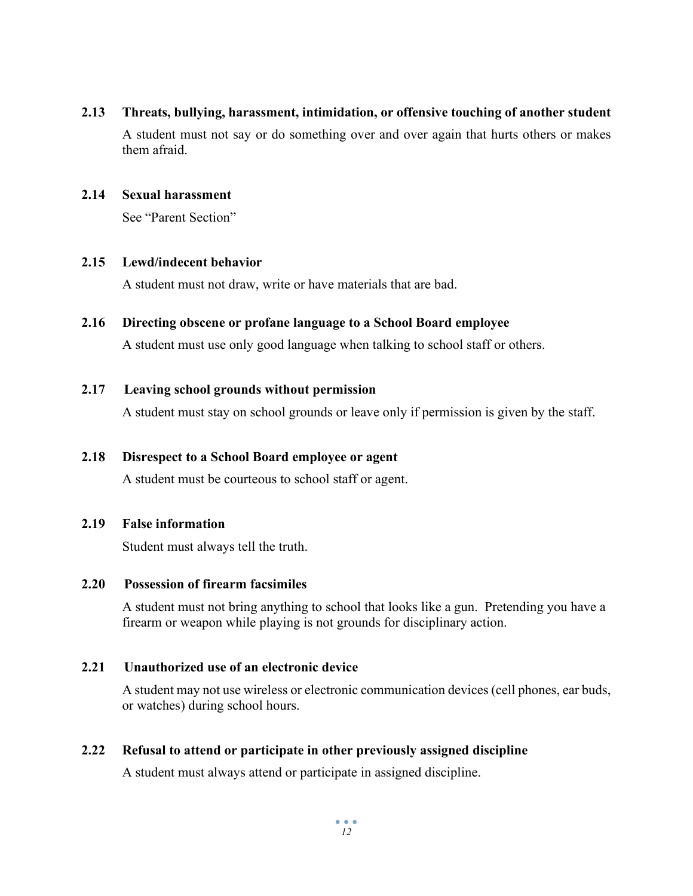### 2.13 Threats, bullying, harassment, intimidation, or offensive touching of another student

A student must not say or do something over and over again that hurts others or makes them afraid.

### 2.14 Sexual harassment

See "Parent Section"

### 2.15 Lewd/indecent behavior

A student must not draw, write or have materials that are bad.

### 2.16 Directing obscene or profane language to a School Board employee

A student must use only good language when talking to school staff or others.

### 2.17 Leaving school grounds without permission

A student must stay on school grounds or leave only if permission is given by the staff.

### 2.18 Disrespect to a School Board employee or agent

A student must be courteous to school staff or agent.

### 2.19 False information

Student must always tell the truth.

### 2.20 Possession of firearm facsimiles

A student must not bring anything to school that looks like a gun. Pretending you have a firearm or weapon while playing is not grounds for disciplinary action.

### 2.21 Unauthorized use of an electronic device

A student may not use wireless or electronic communication devices (cell phones, ear buds, or watches) during school hours.

### 2.22 Refusal to attend or participate in other previously assigned discipline

A student must always attend or participate in assigned discipline.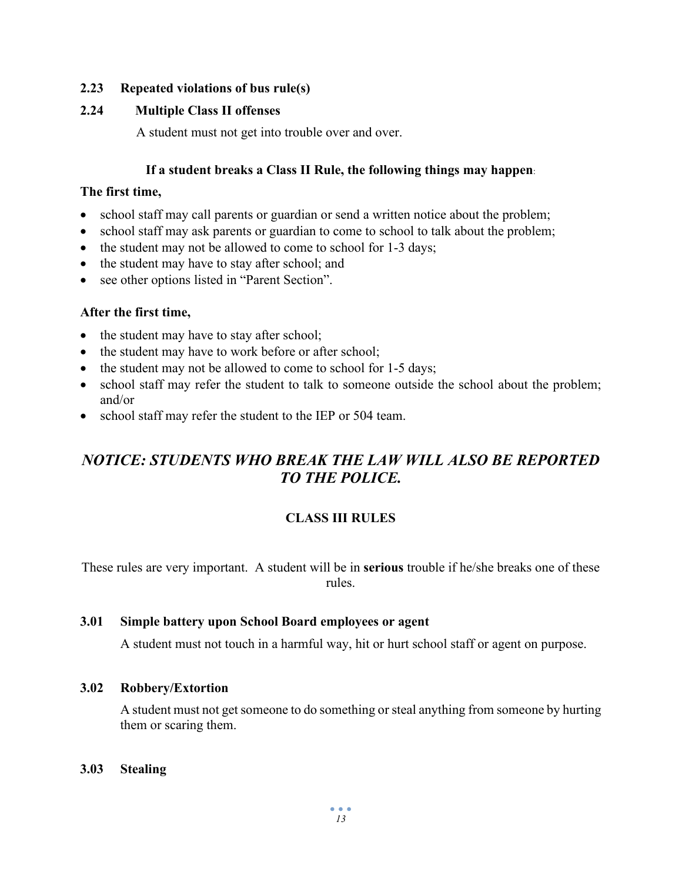**2.23 Repeated violations of bus rule(s)**

**2.24 Multiple Class II offenses**

A student must not get into trouble over and over.

**If a student breaks a Class II Rule, the following things may happen:**

**The first time,**

- school staff may call parents or guardian or send a written notice about the problem;
- school staff may ask parents or guardian to come to school to talk about the problem;
- the student may not be allowed to come to school for 1-3 days;
- the student may have to stay after school; and
- see other options listed in "Parent Section".

**After the first time,**

- the student may have to stay after school;
- the student may have to work before or after school;
- the student may not be allowed to come to school for 1-5 days;
- school staff may refer the student to talk to someone outside the school about the problem; and/or
- school staff may refer the student to the IEP or 504 team.

***NOTICE: STUDENTS WHO BREAK THE LAW WILL ALSO BE REPORTED TO THE POLICE.***

## CLASS III RULES

These rules are very important. A student will be in **serious** trouble if he/she breaks one of these rules.

**3.01 Simple battery upon School Board employees or agent**

A student must not touch in a harmful way, hit or hurt school staff or agent on purpose.

**3.02 Robbery/Extortion**

A student must not get someone to do something or steal anything from someone by hurting them or scaring them.

**3.03 Stealing**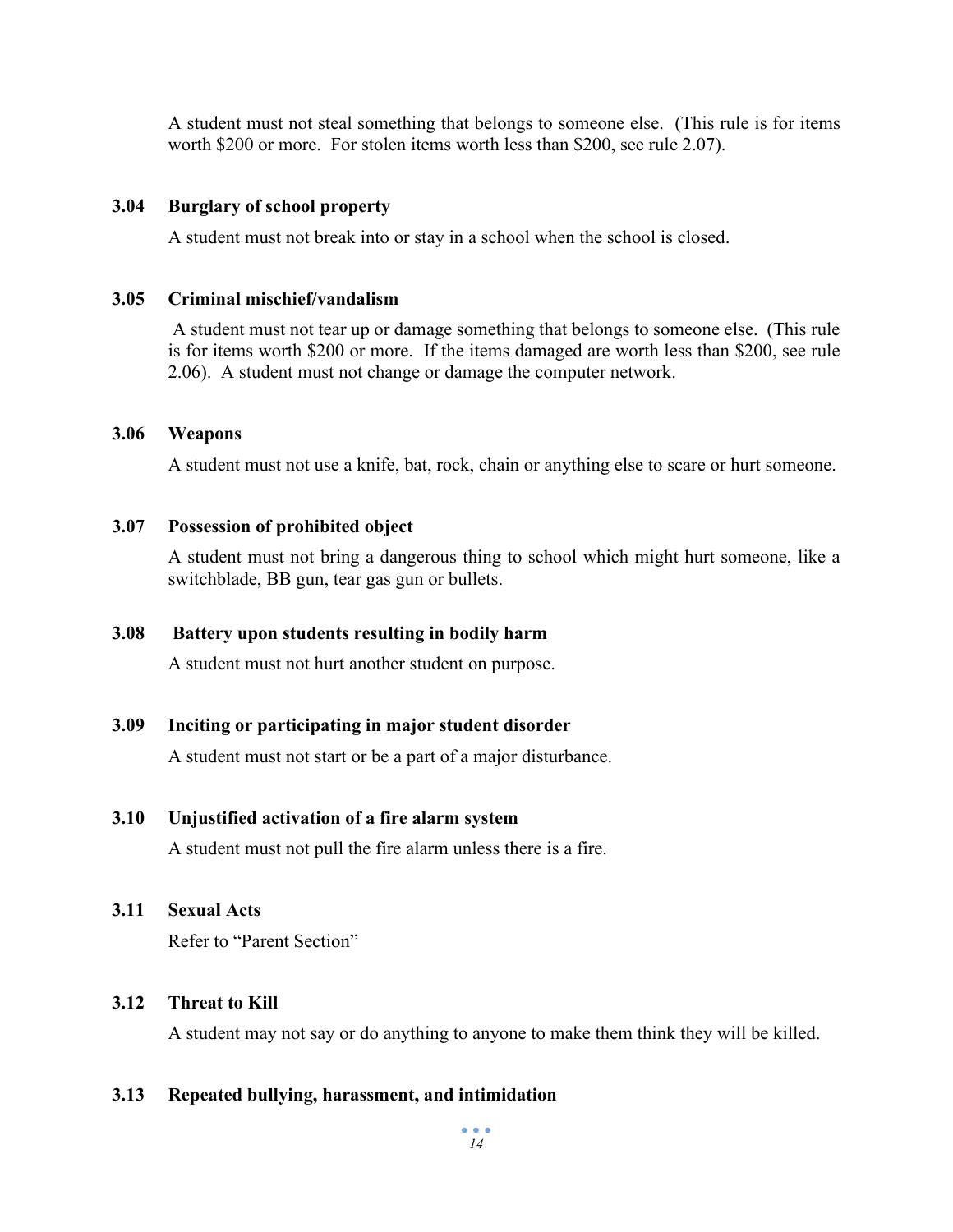A student must not steal something that belongs to someone else. (This rule is for items worth $200 or more. For stolen items worth less than $200, see rule 2.07).

**3.04 Burglary of school property**

A student must not break into or stay in a school when the school is closed.

**3.05 Criminal mischief/vandalism**

A student must not tear up or damage something that belongs to someone else. (This rule is for items worth $200 or more. If the items damaged are worth less than $200, see rule 2.06). A student must not change or damage the computer network.

**3.06 Weapons**

A student must not use a knife, bat, rock, chain or anything else to scare or hurt someone.

**3.07 Possession of prohibited object**

A student must not bring a dangerous thing to school which might hurt someone, like a switchblade, BB gun, tear gas gun or bullets.

**3.08 Battery upon students resulting in bodily harm**

A student must not hurt another student on purpose.

**3.09 Inciting or participating in major student disorder**

A student must not start or be a part of a major disturbance.

**3.10 Unjustified activation of a fire alarm system**

A student must not pull the fire alarm unless there is a fire.

**3.11 Sexual Acts**

Refer to "Parent Section"

**3.12 Threat to Kill**

A student may not say or do anything to anyone to make them think they will be killed.

**3.13 Repeated bullying, harassment, and intimidation**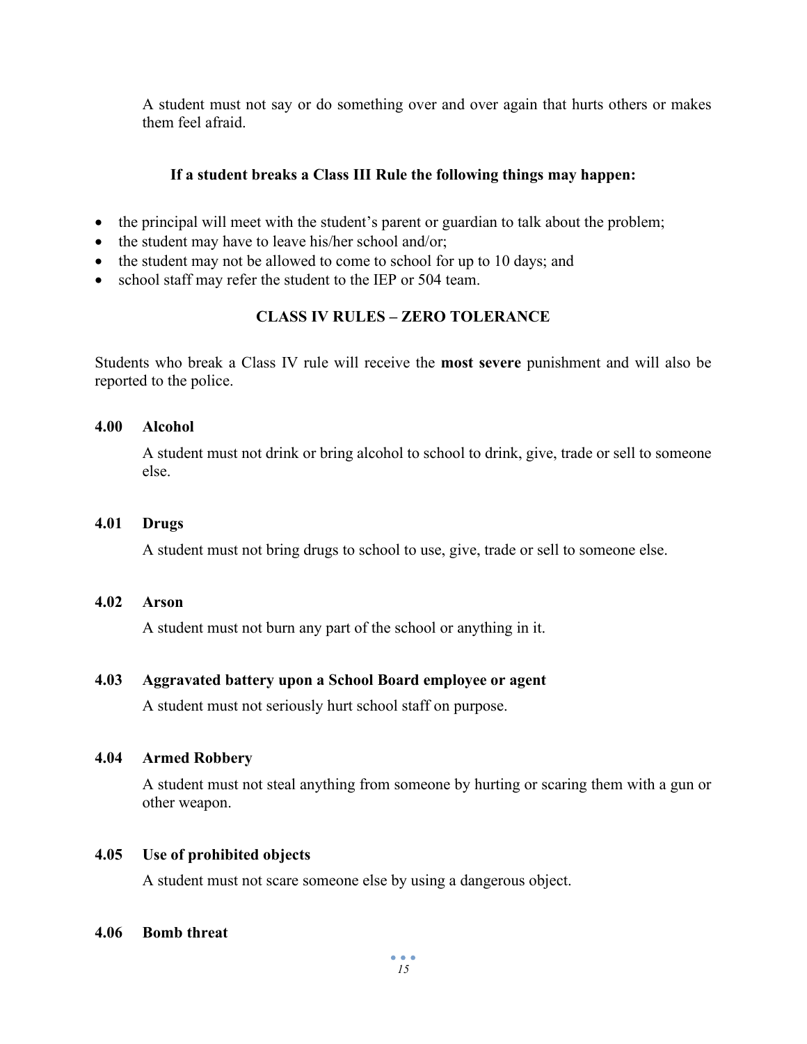A student must not say or do something over and over again that hurts others or makes them feel afraid.

**If a student breaks a Class III Rule the following things may happen:**

- the principal will meet with the student's parent or guardian to talk about the problem;
- the student may have to leave his/her school and/or;
- the student may not be allowed to come to school for up to 10 days; and
- school staff may refer the student to the IEP or 504 team.

## CLASS IV RULES – ZERO TOLERANCE

Students who break a Class IV rule will receive the **most severe** punishment and will also be reported to the police.

### 4.00 Alcohol

A student must not drink or bring alcohol to school to drink, give, trade or sell to someone else.

### 4.01 Drugs

A student must not bring drugs to school to use, give, trade or sell to someone else.

### 4.02 Arson

A student must not burn any part of the school or anything in it.

### 4.03 Aggravated battery upon a School Board employee or agent

A student must not seriously hurt school staff on purpose.

### 4.04 Armed Robbery

A student must not steal anything from someone by hurting or scaring them with a gun or other weapon.

### 4.05 Use of prohibited objects

A student must not scare someone else by using a dangerous object.

### 4.06 Bomb threat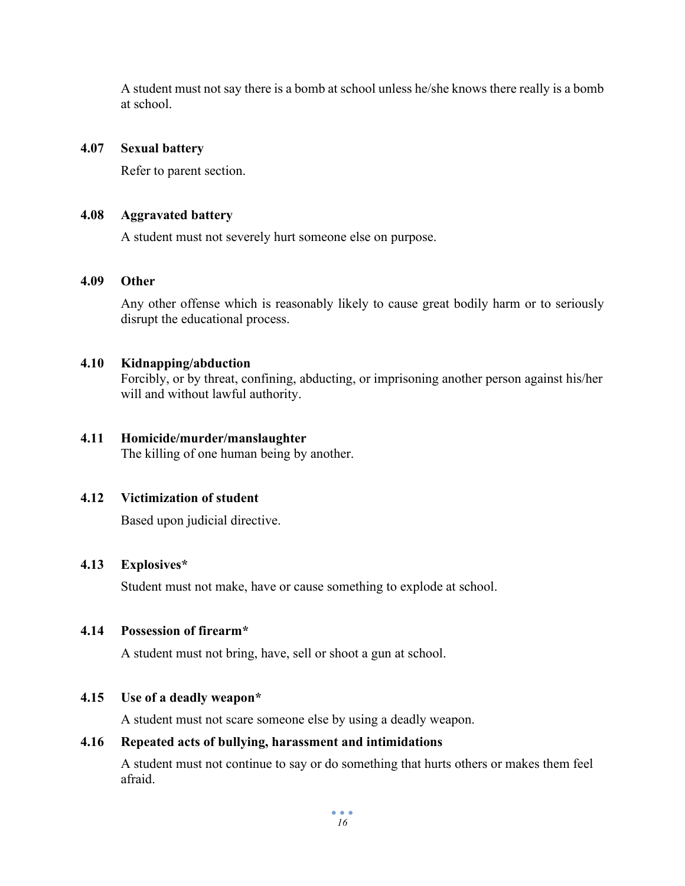A student must not say there is a bomb at school unless he/she knows there really is a bomb at school.

### 4.07 Sexual battery

Refer to parent section.

### 4.08 Aggravated battery

A student must not severely hurt someone else on purpose.

### 4.09 Other

Any other offense which is reasonably likely to cause great bodily harm or to seriously disrupt the educational process.

### 4.10 Kidnapping/abduction

Forcibly, or by threat, confining, abducting, or imprisoning another person against his/her will and without lawful authority.

### 4.11 Homicide/murder/manslaughter

The killing of one human being by another.

### 4.12 Victimization of student

Based upon judicial directive.

### 4.13 Explosives*

Student must not make, have or cause something to explode at school.

### 4.14 Possession of firearm*

A student must not bring, have, sell or shoot a gun at school.

### 4.15 Use of a deadly weapon*

A student must not scare someone else by using a deadly weapon.

### 4.16 Repeated acts of bullying, harassment and intimidations

A student must not continue to say or do something that hurts others or makes them feel afraid.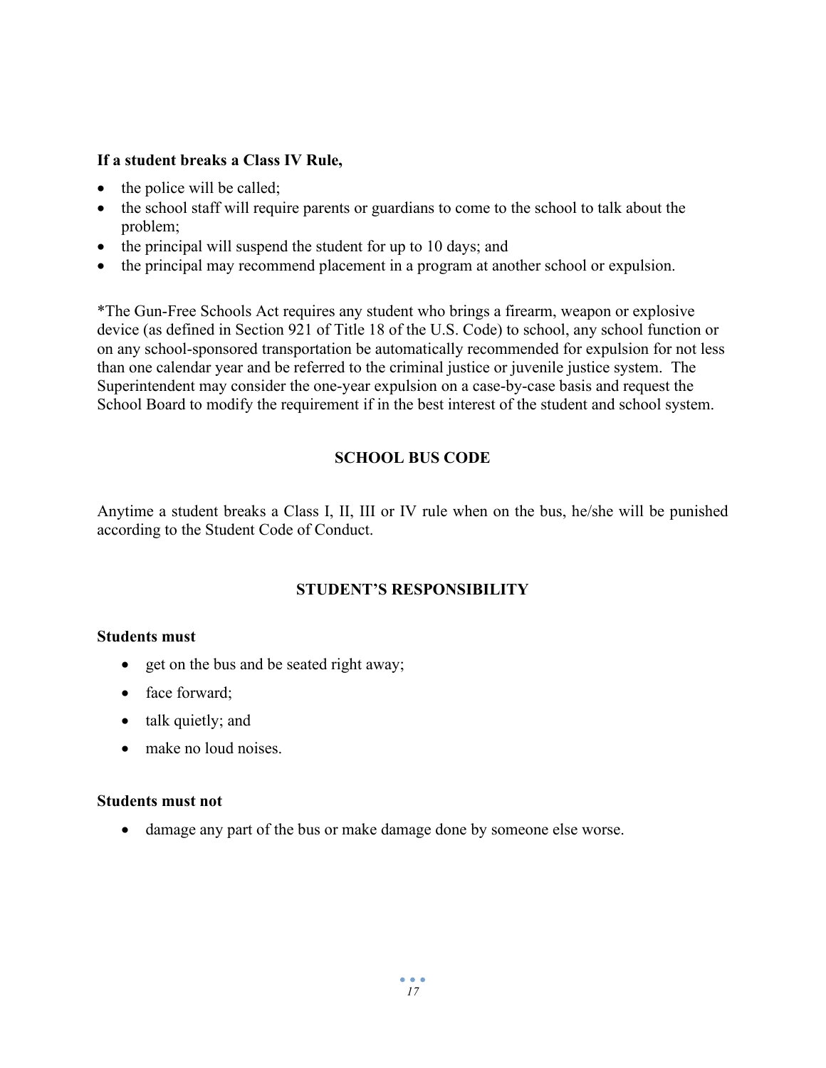**If a student breaks a Class IV Rule,**

- the police will be called;
- the school staff will require parents or guardians to come to the school to talk about the problem;
- the principal will suspend the student for up to 10 days; and
- the principal may recommend placement in a program at another school or expulsion.

*The Gun-Free Schools Act requires any student who brings a firearm, weapon or explosive device (as defined in Section 921 of Title 18 of the U.S. Code) to school, any school function or on any school-sponsored transportation be automatically recommended for expulsion for not less than one calendar year and be referred to the criminal justice or juvenile justice system. The Superintendent may consider the one-year expulsion on a case-by-case basis and request the School Board to modify the requirement if in the best interest of the student and school system.

## SCHOOL BUS CODE

Anytime a student breaks a Class I, II, III or IV rule when on the bus, he/she will be punished according to the Student Code of Conduct.

## STUDENT'S RESPONSIBILITY

**Students must**

- get on the bus and be seated right away;
- face forward;
- talk quietly; and
- make no loud noises.

**Students must not**

- damage any part of the bus or make damage done by someone else worse.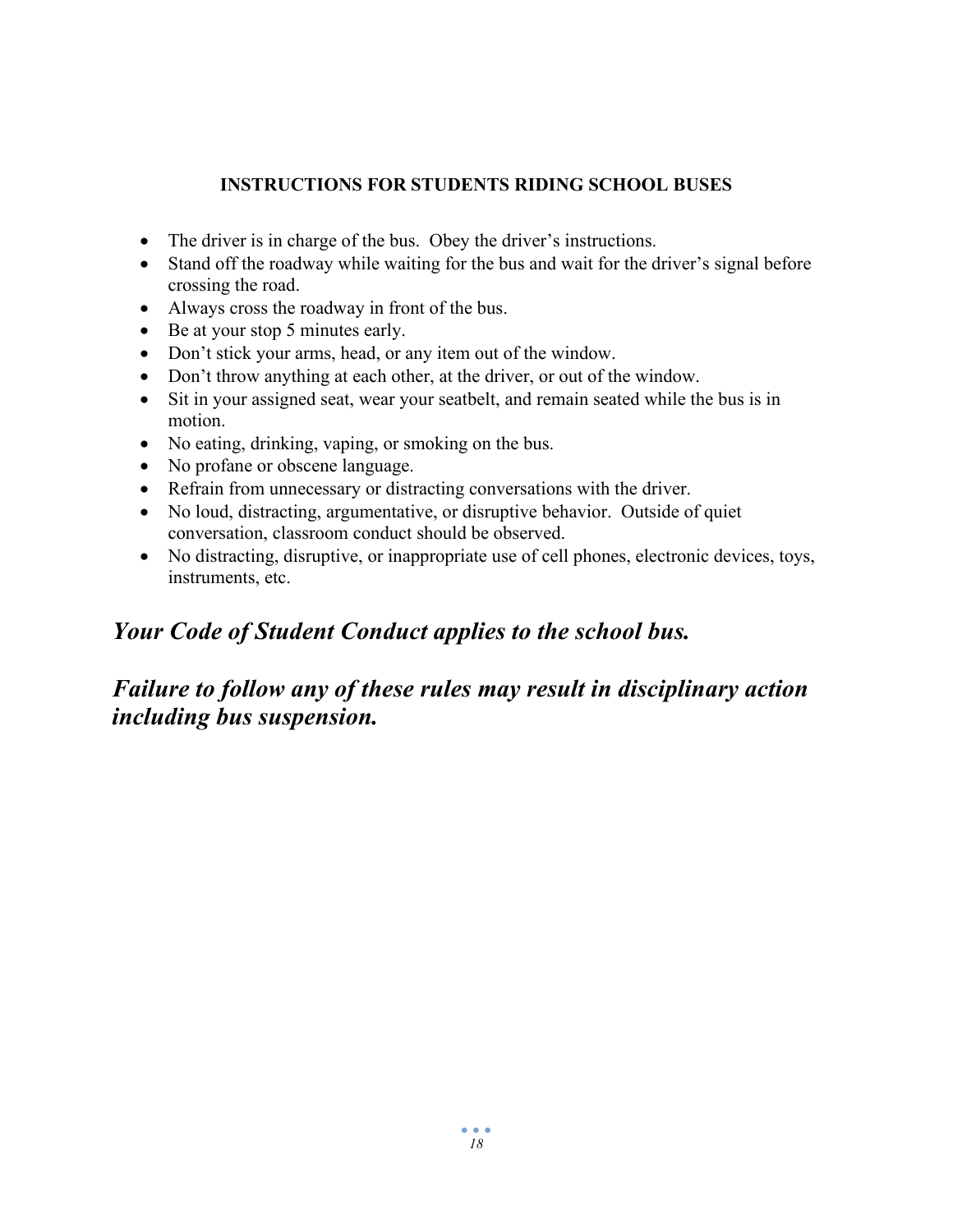## INSTRUCTIONS FOR STUDENTS RIDING SCHOOL BUSES

- The driver is in charge of the bus. Obey the driver's instructions.
- Stand off the roadway while waiting for the bus and wait for the driver's signal before crossing the road.
- Always cross the roadway in front of the bus.
- Be at your stop 5 minutes early.
- Don't stick your arms, head, or any item out of the window.
- Don't throw anything at each other, at the driver, or out of the window.
- Sit in your assigned seat, wear your seatbelt, and remain seated while the bus is in motion.
- No eating, drinking, vaping, or smoking on the bus.
- No profane or obscene language.
- Refrain from unnecessary or distracting conversations with the driver.
- No loud, distracting, argumentative, or disruptive behavior. Outside of quiet conversation, classroom conduct should be observed.
- No distracting, disruptive, or inappropriate use of cell phones, electronic devices, toys, instruments, etc.

***Your Code of Student Conduct applies to the school bus.***

***Failure to follow any of these rules may result in disciplinary action including bus suspension.***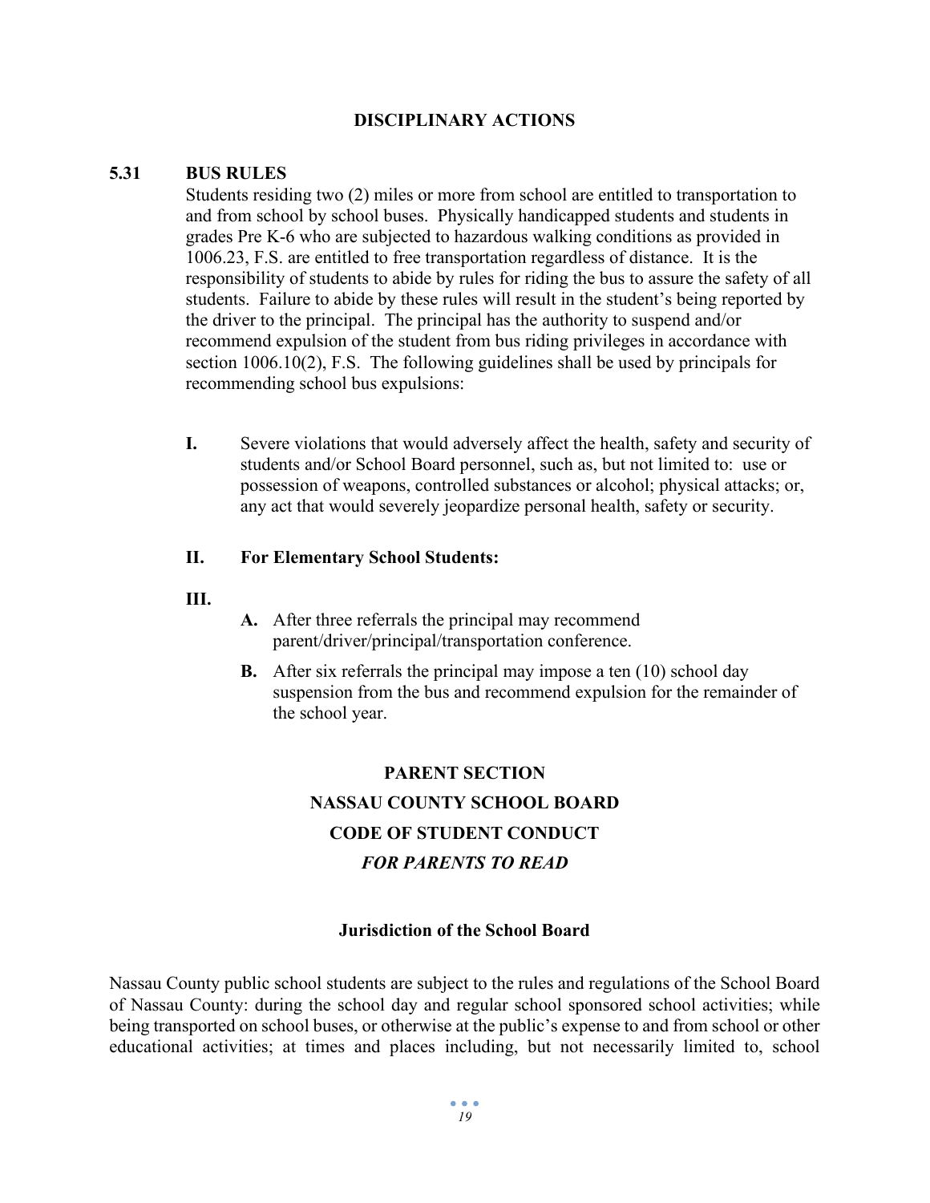## DISCIPLINARY ACTIONS

### 5.31 BUS RULES

Students residing two (2) miles or more from school are entitled to transportation to and from school by school buses. Physically handicapped students and students in grades Pre K-6 who are subjected to hazardous walking conditions as provided in 1006.23, F.S. are entitled to free transportation regardless of distance. It is the responsibility of students to abide by rules for riding the bus to assure the safety of all students. Failure to abide by these rules will result in the student's being reported by the driver to the principal. The principal has the authority to suspend and/or recommend expulsion of the student from bus riding privileges in accordance with section 1006.10(2), F.S. The following guidelines shall be used by principals for recommending school bus expulsions:

**I.** Severe violations that would adversely affect the health, safety and security of students and/or School Board personnel, such as, but not limited to: use or possession of weapons, controlled substances or alcohol; physical attacks; or, any act that would severely jeopardize personal health, safety or security.

**II. For Elementary School Students:**

**III.**

- **A.** After three referrals the principal may recommend parent/driver/principal/transportation conference.
- **B.** After six referrals the principal may impose a ten (10) school day suspension from the bus and recommend expulsion for the remainder of the school year.

## PARENT SECTION
## NASSAU COUNTY SCHOOL BOARD
## CODE OF STUDENT CONDUCT
## *FOR PARENTS TO READ*

### Jurisdiction of the School Board

Nassau County public school students are subject to the rules and regulations of the School Board of Nassau County: during the school day and regular school sponsored school activities; while being transported on school buses, or otherwise at the public's expense to and from school or other educational activities; at times and places including, but not necessarily limited to, school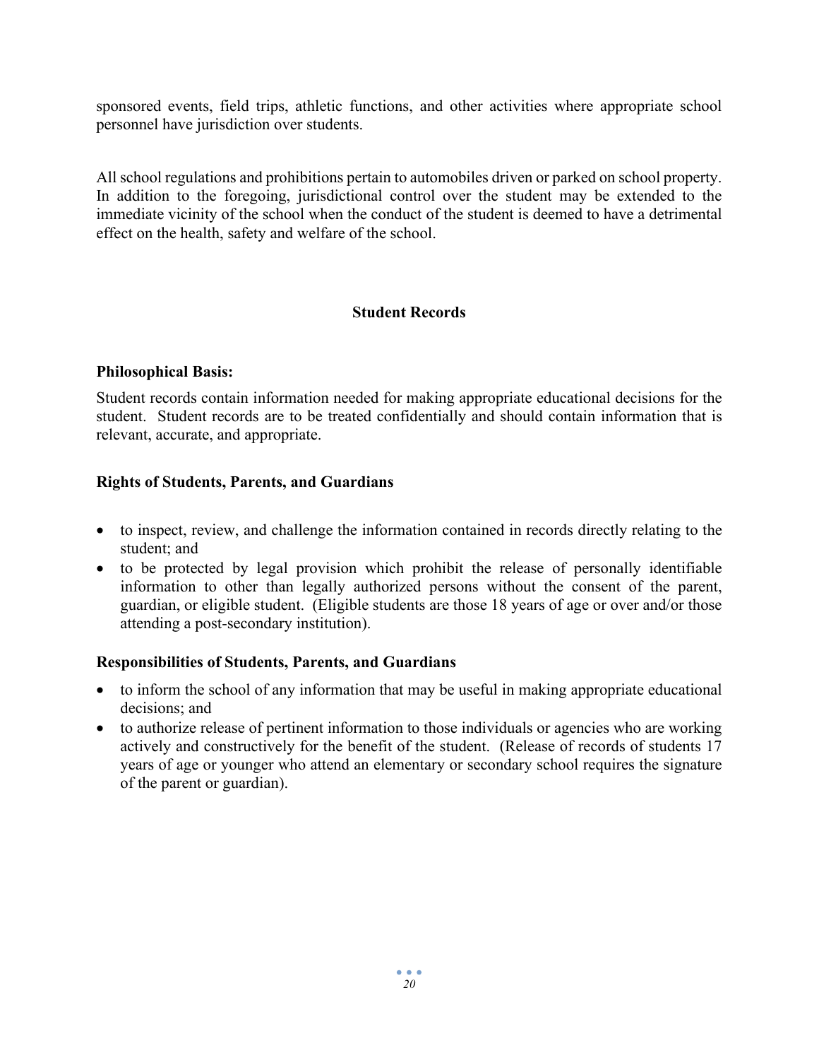sponsored events, field trips, athletic functions, and other activities where appropriate school personnel have jurisdiction over students.

All school regulations and prohibitions pertain to automobiles driven or parked on school property. In addition to the foregoing, jurisdictional control over the student may be extended to the immediate vicinity of the school when the conduct of the student is deemed to have a detrimental effect on the health, safety and welfare of the school.

## Student Records

**Philosophical Basis:**

Student records contain information needed for making appropriate educational decisions for the student. Student records are to be treated confidentially and should contain information that is relevant, accurate, and appropriate.

**Rights of Students, Parents, and Guardians**

- to inspect, review, and challenge the information contained in records directly relating to the student; and
- to be protected by legal provision which prohibit the release of personally identifiable information to other than legally authorized persons without the consent of the parent, guardian, or eligible student. (Eligible students are those 18 years of age or over and/or those attending a post-secondary institution).

**Responsibilities of Students, Parents, and Guardians**

- to inform the school of any information that may be useful in making appropriate educational decisions; and
- to authorize release of pertinent information to those individuals or agencies who are working actively and constructively for the benefit of the student. (Release of records of students 17 years of age or younger who attend an elementary or secondary school requires the signature of the parent or guardian).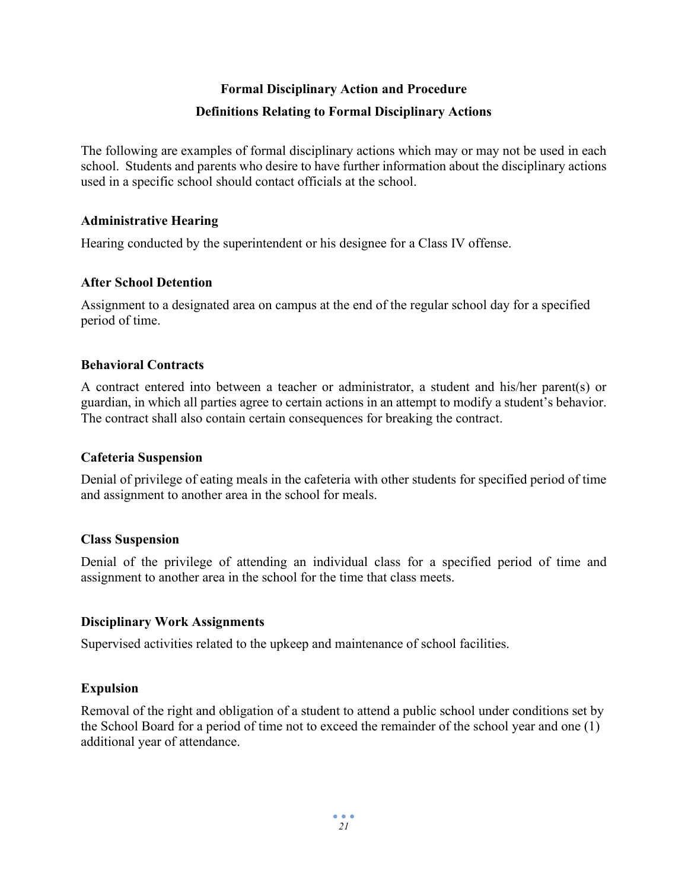## Formal Disciplinary Action and Procedure

### Definitions Relating to Formal Disciplinary Actions

The following are examples of formal disciplinary actions which may or may not be used in each school. Students and parents who desire to have further information about the disciplinary actions used in a specific school should contact officials at the school.

**Administrative Hearing**

Hearing conducted by the superintendent or his designee for a Class IV offense.

**After School Detention**

Assignment to a designated area on campus at the end of the regular school day for a specified period of time.

**Behavioral Contracts**

A contract entered into between a teacher or administrator, a student and his/her parent(s) or guardian, in which all parties agree to certain actions in an attempt to modify a student's behavior. The contract shall also contain certain consequences for breaking the contract.

**Cafeteria Suspension**

Denial of privilege of eating meals in the cafeteria with other students for specified period of time and assignment to another area in the school for meals.

**Class Suspension**

Denial of the privilege of attending an individual class for a specified period of time and assignment to another area in the school for the time that class meets.

**Disciplinary Work Assignments**

Supervised activities related to the upkeep and maintenance of school facilities.

**Expulsion**

Removal of the right and obligation of a student to attend a public school under conditions set by the School Board for a period of time not to exceed the remainder of the school year and one (1) additional year of attendance.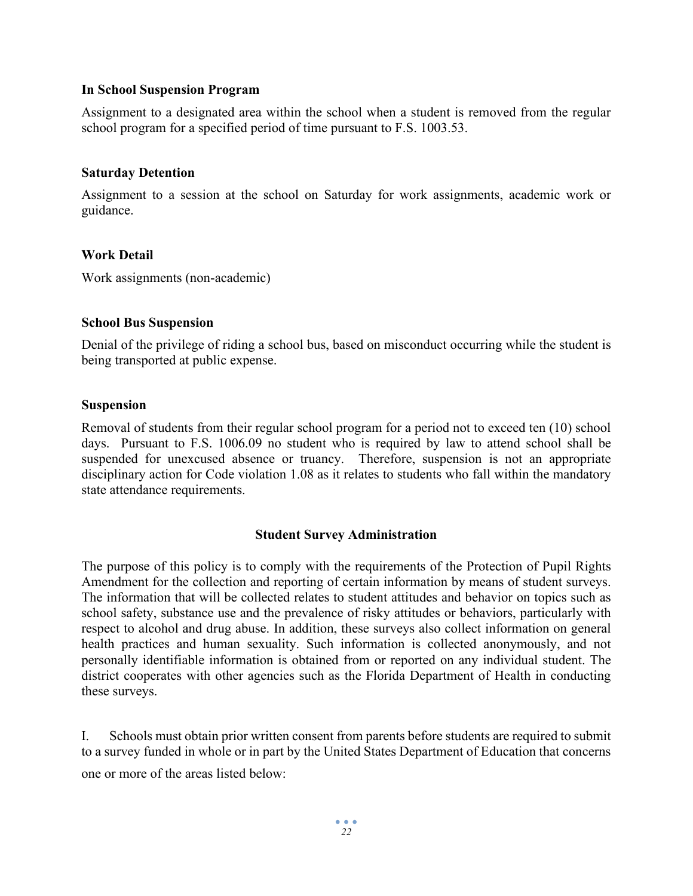**In School Suspension Program**

Assignment to a designated area within the school when a student is removed from the regular school program for a specified period of time pursuant to F.S. 1003.53.

**Saturday Detention**

Assignment to a session at the school on Saturday for work assignments, academic work or guidance.

**Work Detail**

Work assignments (non-academic)

**School Bus Suspension**

Denial of the privilege of riding a school bus, based on misconduct occurring while the student is being transported at public expense.

**Suspension**

Removal of students from their regular school program for a period not to exceed ten (10) school days. Pursuant to F.S. 1006.09 no student who is required by law to attend school shall be suspended for unexcused absence or truancy. Therefore, suspension is not an appropriate disciplinary action for Code violation 1.08 as it relates to students who fall within the mandatory state attendance requirements.

## Student Survey Administration

The purpose of this policy is to comply with the requirements of the Protection of Pupil Rights Amendment for the collection and reporting of certain information by means of student surveys. The information that will be collected relates to student attitudes and behavior on topics such as school safety, substance use and the prevalence of risky attitudes or behaviors, particularly with respect to alcohol and drug abuse. In addition, these surveys also collect information on general health practices and human sexuality. Such information is collected anonymously, and not personally identifiable information is obtained from or reported on any individual student. The district cooperates with other agencies such as the Florida Department of Health in conducting these surveys.

I. Schools must obtain prior written consent from parents before students are required to submit to a survey funded in whole or in part by the United States Department of Education that concerns one or more of the areas listed below: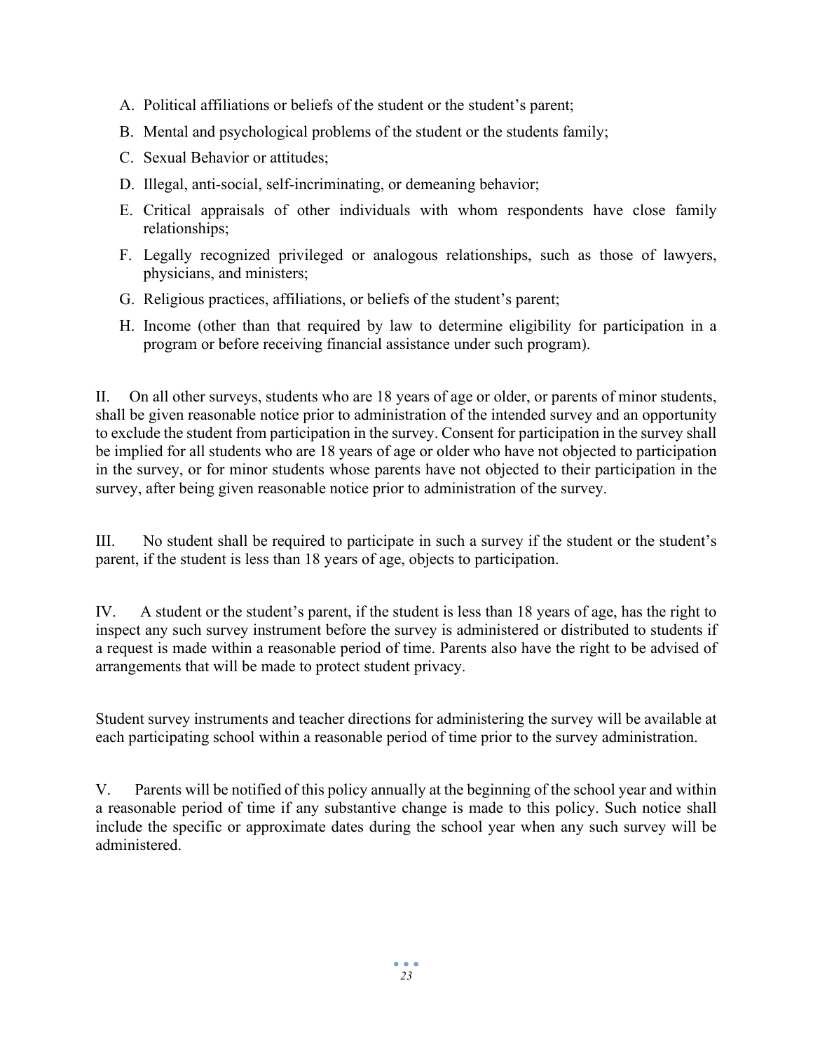A. Political affiliations or beliefs of the student or the student's parent;
B. Mental and psychological problems of the student or the students family;
C. Sexual Behavior or attitudes;
D. Illegal, anti-social, self-incriminating, or demeaning behavior;
E. Critical appraisals of other individuals with whom respondents have close family relationships;
F. Legally recognized privileged or analogous relationships, such as those of lawyers, physicians, and ministers;
G. Religious practices, affiliations, or beliefs of the student's parent;
H. Income (other than that required by law to determine eligibility for participation in a program or before receiving financial assistance under such program).

II. On all other surveys, students who are 18 years of age or older, or parents of minor students, shall be given reasonable notice prior to administration of the intended survey and an opportunity to exclude the student from participation in the survey. Consent for participation in the survey shall be implied for all students who are 18 years of age or older who have not objected to participation in the survey, or for minor students whose parents have not objected to their participation in the survey, after being given reasonable notice prior to administration of the survey.

III. No student shall be required to participate in such a survey if the student or the student's parent, if the student is less than 18 years of age, objects to participation.

IV. A student or the student's parent, if the student is less than 18 years of age, has the right to inspect any such survey instrument before the survey is administered or distributed to students if a request is made within a reasonable period of time. Parents also have the right to be advised of arrangements that will be made to protect student privacy.

Student survey instruments and teacher directions for administering the survey will be available at each participating school within a reasonable period of time prior to the survey administration.

V. Parents will be notified of this policy annually at the beginning of the school year and within a reasonable period of time if any substantive change is made to this policy. Such notice shall include the specific or approximate dates during the school year when any such survey will be administered.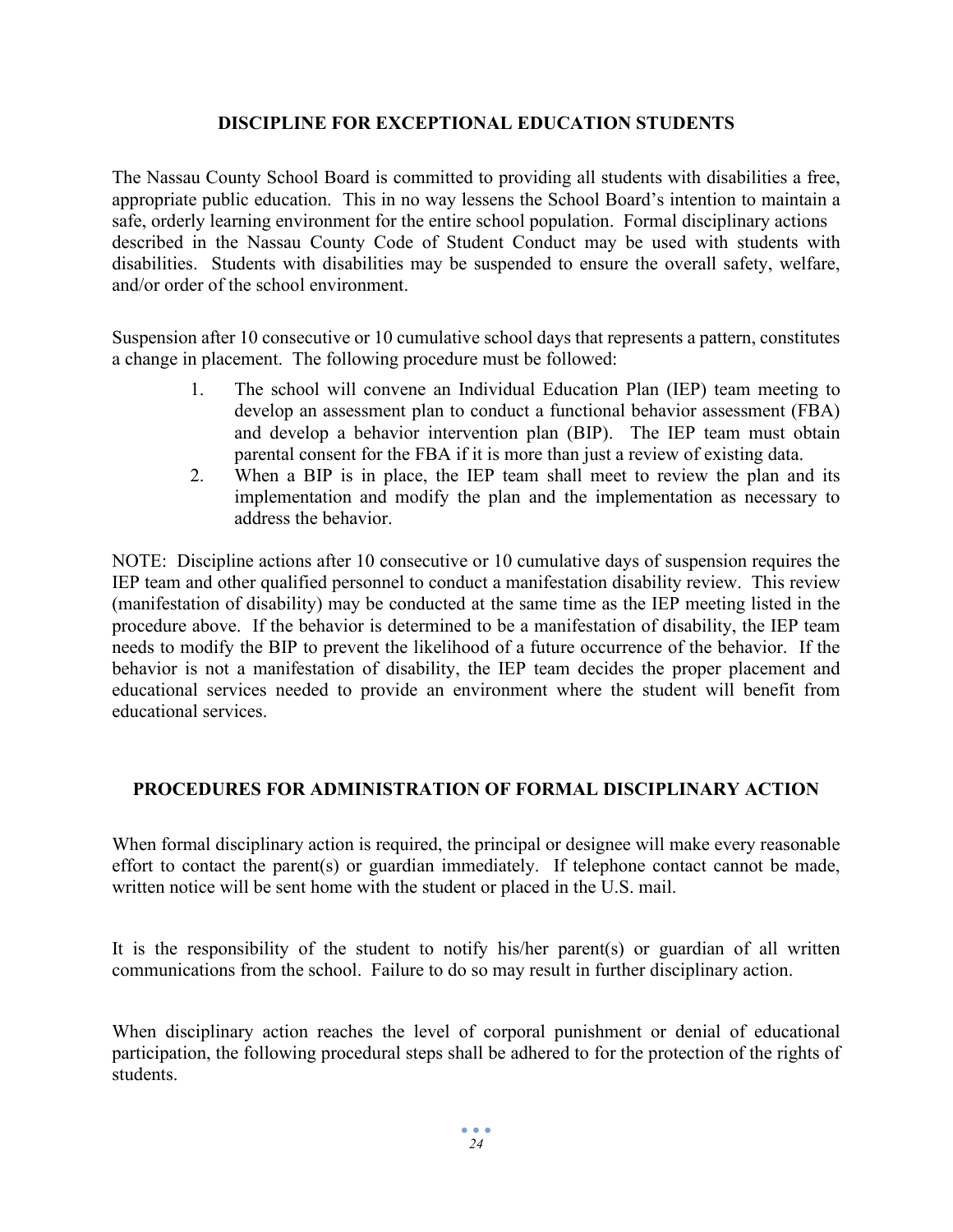## DISCIPLINE FOR EXCEPTIONAL EDUCATION STUDENTS

The Nassau County School Board is committed to providing all students with disabilities a free, appropriate public education. This in no way lessens the School Board's intention to maintain a safe, orderly learning environment for the entire school population. Formal disciplinary actions described in the Nassau County Code of Student Conduct may be used with students with disabilities. Students with disabilities may be suspended to ensure the overall safety, welfare, and/or order of the school environment.

Suspension after 10 consecutive or 10 cumulative school days that represents a pattern, constitutes a change in placement. The following procedure must be followed:

1. The school will convene an Individual Education Plan (IEP) team meeting to develop an assessment plan to conduct a functional behavior assessment (FBA) and develop a behavior intervention plan (BIP). The IEP team must obtain parental consent for the FBA if it is more than just a review of existing data.
2. When a BIP is in place, the IEP team shall meet to review the plan and its implementation and modify the plan and the implementation as necessary to address the behavior.

NOTE: Discipline actions after 10 consecutive or 10 cumulative days of suspension requires the IEP team and other qualified personnel to conduct a manifestation disability review. This review (manifestation of disability) may be conducted at the same time as the IEP meeting listed in the procedure above. If the behavior is determined to be a manifestation of disability, the IEP team needs to modify the BIP to prevent the likelihood of a future occurrence of the behavior. If the behavior is not a manifestation of disability, the IEP team decides the proper placement and educational services needed to provide an environment where the student will benefit from educational services.

## PROCEDURES FOR ADMINISTRATION OF FORMAL DISCIPLINARY ACTION

When formal disciplinary action is required, the principal or designee will make every reasonable effort to contact the parent(s) or guardian immediately. If telephone contact cannot be made, written notice will be sent home with the student or placed in the U.S. mail.

It is the responsibility of the student to notify his/her parent(s) or guardian of all written communications from the school. Failure to do so may result in further disciplinary action.

When disciplinary action reaches the level of corporal punishment or denial of educational participation, the following procedural steps shall be adhered to for the protection of the rights of students.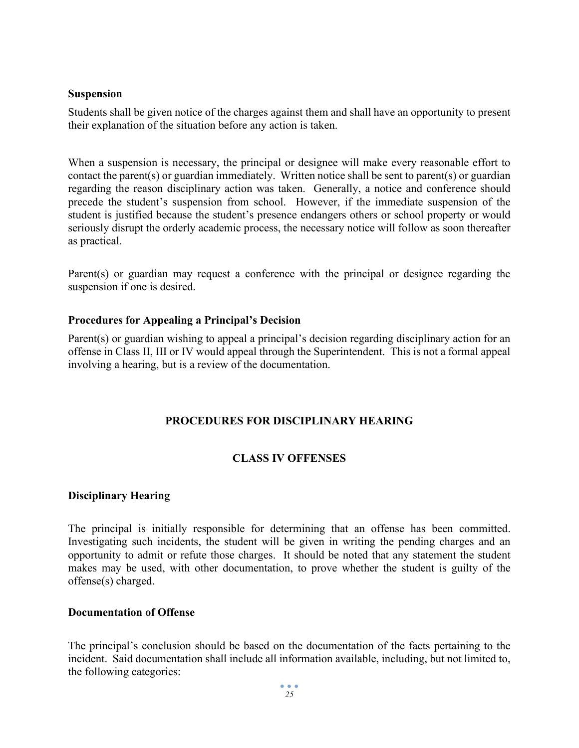**Suspension**

Students shall be given notice of the charges against them and shall have an opportunity to present their explanation of the situation before any action is taken.

When a suspension is necessary, the principal or designee will make every reasonable effort to contact the parent(s) or guardian immediately. Written notice shall be sent to parent(s) or guardian regarding the reason disciplinary action was taken. Generally, a notice and conference should precede the student's suspension from school. However, if the immediate suspension of the student is justified because the student's presence endangers others or school property or would seriously disrupt the orderly academic process, the necessary notice will follow as soon thereafter as practical.

Parent(s) or guardian may request a conference with the principal or designee regarding the suspension if one is desired.

**Procedures for Appealing a Principal's Decision**

Parent(s) or guardian wishing to appeal a principal's decision regarding disciplinary action for an offense in Class II, III or IV would appeal through the Superintendent. This is not a formal appeal involving a hearing, but is a review of the documentation.

## PROCEDURES FOR DISCIPLINARY HEARING

## CLASS IV OFFENSES

**Disciplinary Hearing**

The principal is initially responsible for determining that an offense has been committed. Investigating such incidents, the student will be given in writing the pending charges and an opportunity to admit or refute those charges. It should be noted that any statement the student makes may be used, with other documentation, to prove whether the student is guilty of the offense(s) charged.

**Documentation of Offense**

The principal's conclusion should be based on the documentation of the facts pertaining to the incident. Said documentation shall include all information available, including, but not limited to, the following categories: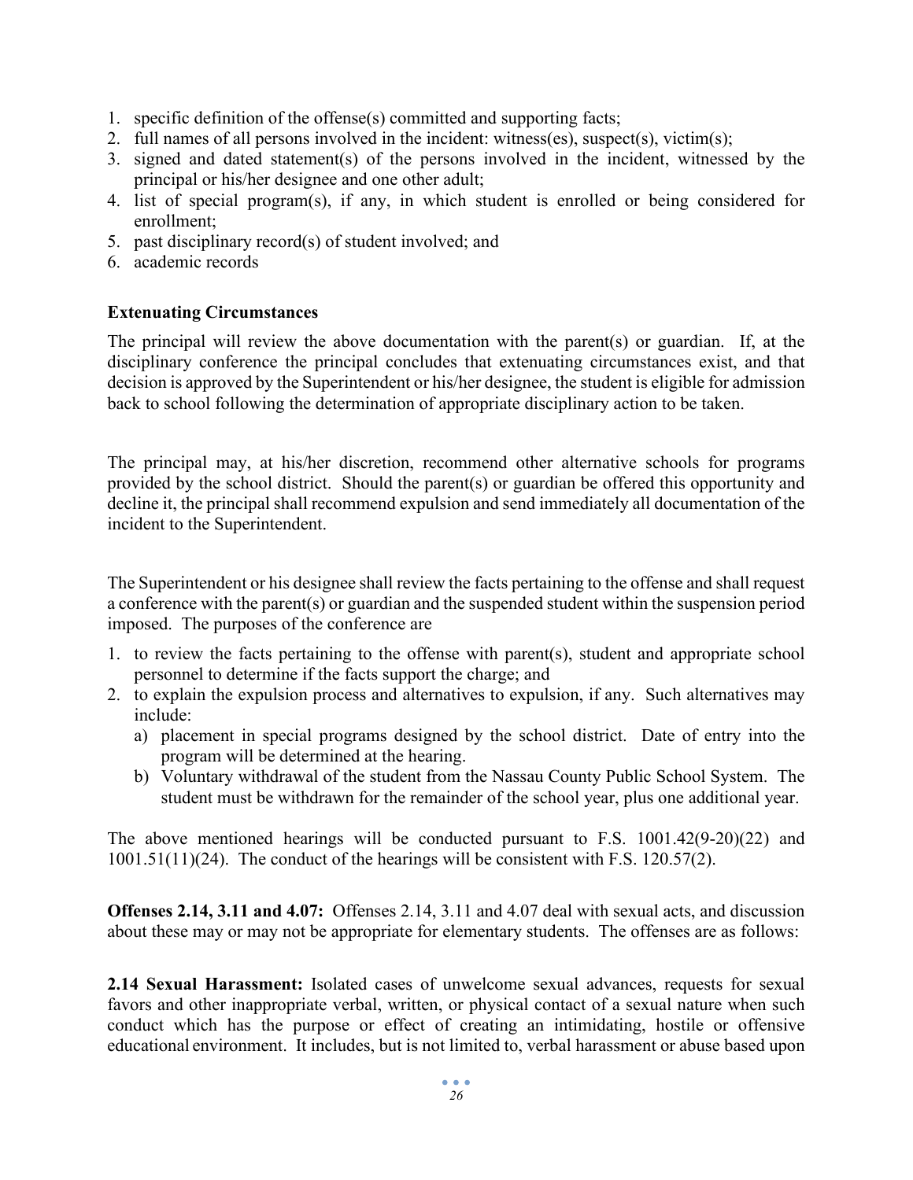1. specific definition of the offense(s) committed and supporting facts;
2. full names of all persons involved in the incident: witness(es), suspect(s), victim(s);
3. signed and dated statement(s) of the persons involved in the incident, witnessed by the principal or his/her designee and one other adult;
4. list of special program(s), if any, in which student is enrolled or being considered for enrollment;
5. past disciplinary record(s) of student involved; and
6. academic records

**Extenuating Circumstances**

The principal will review the above documentation with the parent(s) or guardian. If, at the disciplinary conference the principal concludes that extenuating circumstances exist, and that decision is approved by the Superintendent or his/her designee, the student is eligible for admission back to school following the determination of appropriate disciplinary action to be taken.

The principal may, at his/her discretion, recommend other alternative schools for programs provided by the school district. Should the parent(s) or guardian be offered this opportunity and decline it, the principal shall recommend expulsion and send immediately all documentation of the incident to the Superintendent.

The Superintendent or his designee shall review the facts pertaining to the offense and shall request a conference with the parent(s) or guardian and the suspended student within the suspension period imposed. The purposes of the conference are

1. to review the facts pertaining to the offense with parent(s), student and appropriate school personnel to determine if the facts support the charge; and
2. to explain the expulsion process and alternatives to expulsion, if any. Such alternatives may include:
   a) placement in special programs designed by the school district. Date of entry into the program will be determined at the hearing.
   b) Voluntary withdrawal of the student from the Nassau County Public School System. The student must be withdrawn for the remainder of the school year, plus one additional year.

The above mentioned hearings will be conducted pursuant to F.S. 1001.42(9-20)(22) and 1001.51(11)(24). The conduct of the hearings will be consistent with F.S. 120.57(2).

**Offenses 2.14, 3.11 and 4.07:** Offenses 2.14, 3.11 and 4.07 deal with sexual acts, and discussion about these may or may not be appropriate for elementary students. The offenses are as follows:

**2.14 Sexual Harassment:** Isolated cases of unwelcome sexual advances, requests for sexual favors and other inappropriate verbal, written, or physical contact of a sexual nature when such conduct which has the purpose or effect of creating an intimidating, hostile or offensive educational environment. It includes, but is not limited to, verbal harassment or abuse based upon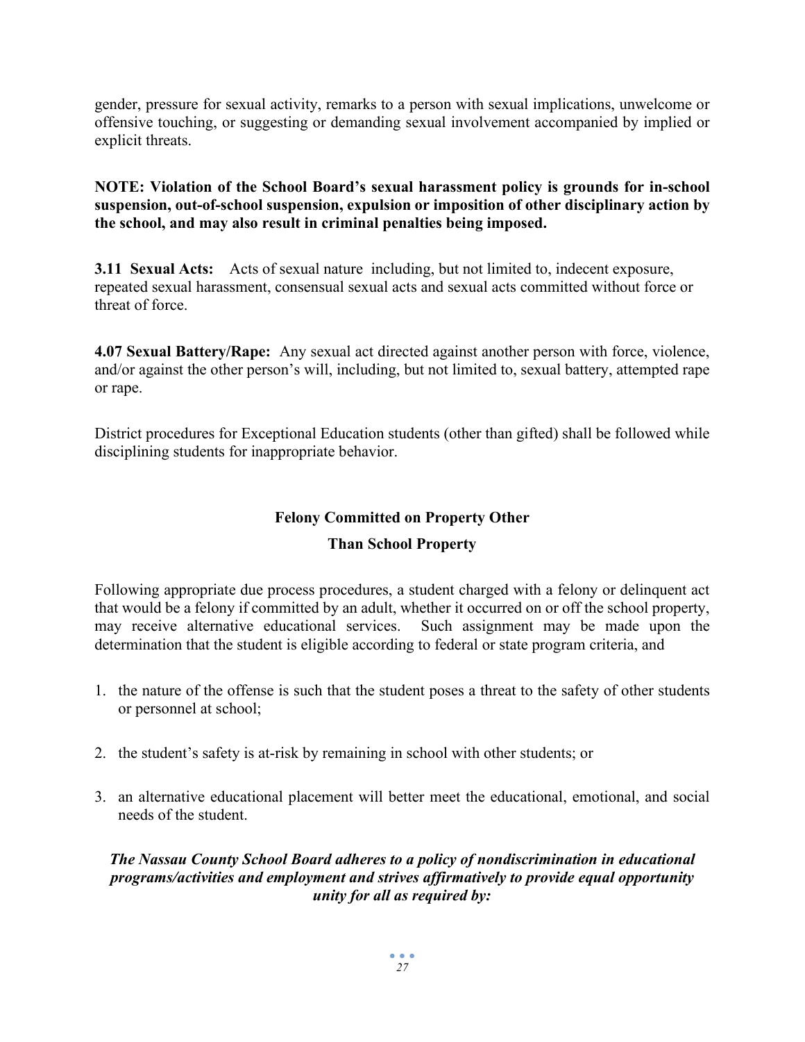gender, pressure for sexual activity, remarks to a person with sexual implications, unwelcome or offensive touching, or suggesting or demanding sexual involvement accompanied by implied or explicit threats.

**NOTE: Violation of the School Board's sexual harassment policy is grounds for in-school suspension, out-of-school suspension, expulsion or imposition of other disciplinary action by the school, and may also result in criminal penalties being imposed.**

**3.11 Sexual Acts:** Acts of sexual nature including, but not limited to, indecent exposure, repeated sexual harassment, consensual sexual acts and sexual acts committed without force or threat of force.

**4.07 Sexual Battery/Rape:** Any sexual act directed against another person with force, violence, and/or against the other person's will, including, but not limited to, sexual battery, attempted rape or rape.

District procedures for Exceptional Education students (other than gifted) shall be followed while disciplining students for inappropriate behavior.

## Felony Committed on Property Other Than School Property

Following appropriate due process procedures, a student charged with a felony or delinquent act that would be a felony if committed by an adult, whether it occurred on or off the school property, may receive alternative educational services. Such assignment may be made upon the determination that the student is eligible according to federal or state program criteria, and

1. the nature of the offense is such that the student poses a threat to the safety of other students or personnel at school;
2. the student's safety is at-risk by remaining in school with other students; or
3. an alternative educational placement will better meet the educational, emotional, and social needs of the student.

***The Nassau County School Board adheres to a policy of nondiscrimination in educational programs/activities and employment and strives affirmatively to provide equal opportunity unity for all as required by:***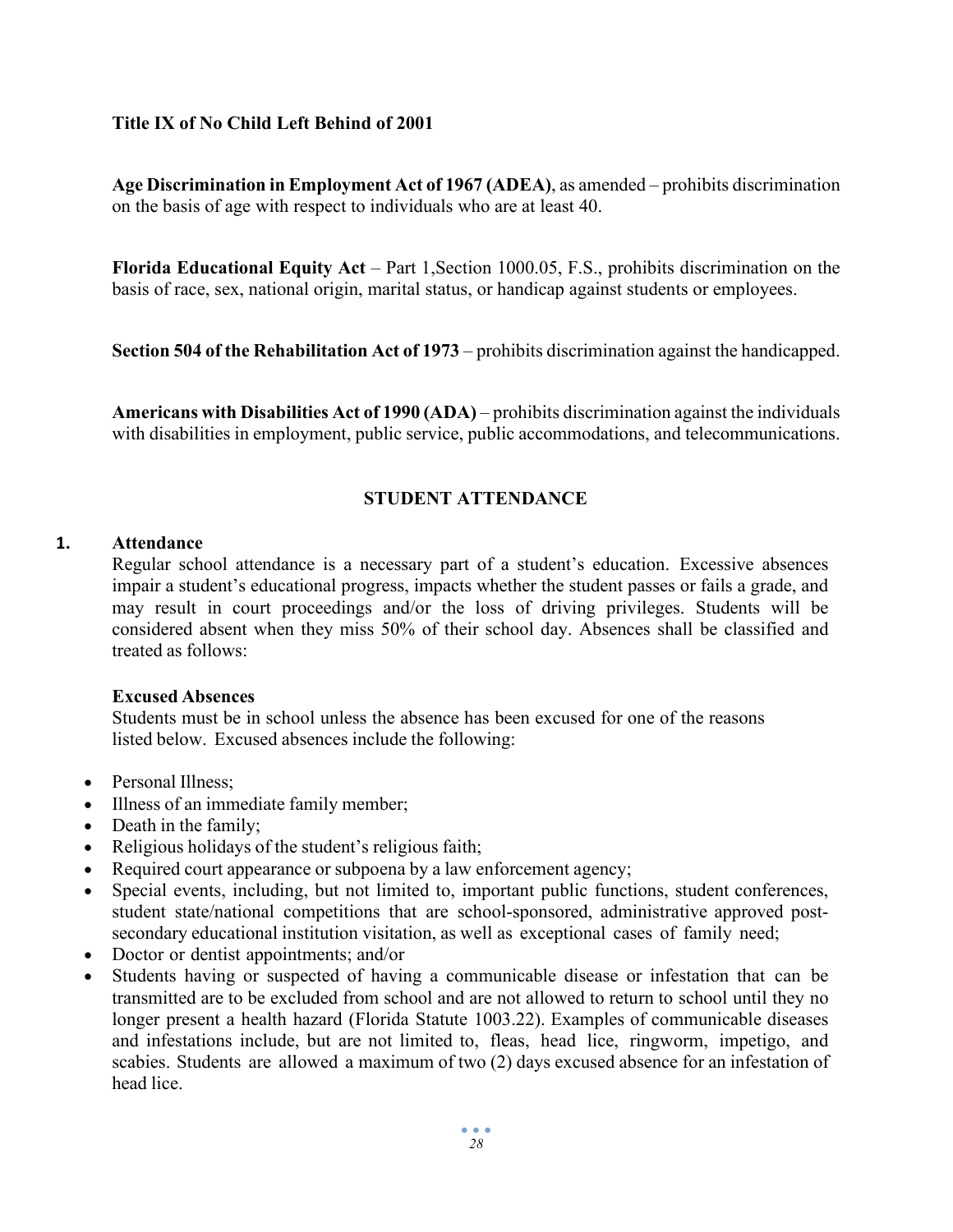**Title IX of No Child Left Behind of 2001**

**Age Discrimination in Employment Act of 1967 (ADEA)**, as amended – prohibits discrimination on the basis of age with respect to individuals who are at least 40.

**Florida Educational Equity Act** – Part 1,Section 1000.05, F.S., prohibits discrimination on the basis of race, sex, national origin, marital status, or handicap against students or employees.

**Section 504 of the Rehabilitation Act of 1973** – prohibits discrimination against the handicapped.

**Americans with Disabilities Act of 1990 (ADA)** – prohibits discrimination against the individuals with disabilities in employment, public service, public accommodations, and telecommunications.

## STUDENT ATTENDANCE

**1. Attendance**

Regular school attendance is a necessary part of a student's education. Excessive absences impair a student's educational progress, impacts whether the student passes or fails a grade, and may result in court proceedings and/or the loss of driving privileges. Students will be considered absent when they miss 50% of their school day. Absences shall be classified and treated as follows:

**Excused Absences**

Students must be in school unless the absence has been excused for one of the reasons listed below. Excused absences include the following:

- Personal Illness;
- Illness of an immediate family member;
- Death in the family;
- Religious holidays of the student's religious faith;
- Required court appearance or subpoena by a law enforcement agency;
- Special events, including, but not limited to, important public functions, student conferences, student state/national competitions that are school-sponsored, administrative approved post-secondary educational institution visitation, as well as exceptional cases of family need;
- Doctor or dentist appointments; and/or
- Students having or suspected of having a communicable disease or infestation that can be transmitted are to be excluded from school and are not allowed to return to school until they no longer present a health hazard (Florida Statute 1003.22). Examples of communicable diseases and infestations include, but are not limited to, fleas, head lice, ringworm, impetigo, and scabies. Students are allowed a maximum of two (2) days excused absence for an infestation of head lice.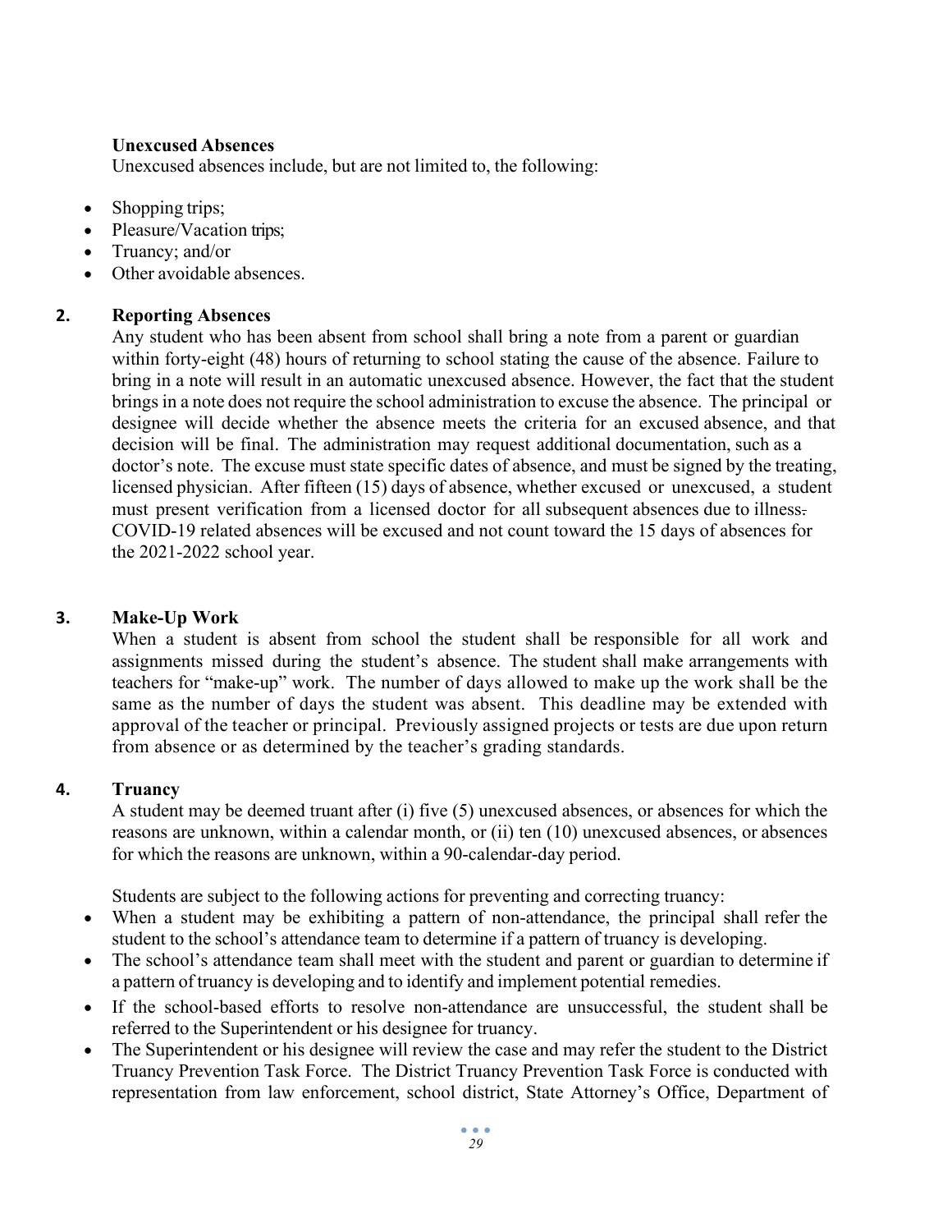**Unexcused Absences**

Unexcused absences include, but are not limited to, the following:

- Shopping trips;
- Pleasure/Vacation trips;
- Truancy; and/or
- Other avoidable absences.

**2. Reporting Absences**

Any student who has been absent from school shall bring a note from a parent or guardian within forty-eight (48) hours of returning to school stating the cause of the absence. Failure to bring in a note will result in an automatic unexcused absence. However, the fact that the student brings in a note does not require the school administration to excuse the absence. The principal or designee will decide whether the absence meets the criteria for an excused absence, and that decision will be final. The administration may request additional documentation, such as a doctor's note. The excuse must state specific dates of absence, and must be signed by the treating, licensed physician. After fifteen (15) days of absence, whether excused or unexcused, a student must present verification from a licensed doctor for all subsequent absences due to illness. COVID-19 related absences will be excused and not count toward the 15 days of absences for the 2021-2022 school year.

**3. Make-Up Work**

When a student is absent from school the student shall be responsible for all work and assignments missed during the student's absence. The student shall make arrangements with teachers for "make-up" work. The number of days allowed to make up the work shall be the same as the number of days the student was absent. This deadline may be extended with approval of the teacher or principal. Previously assigned projects or tests are due upon return from absence or as determined by the teacher's grading standards.

**4. Truancy**

A student may be deemed truant after (i) five (5) unexcused absences, or absences for which the reasons are unknown, within a calendar month, or (ii) ten (10) unexcused absences, or absences for which the reasons are unknown, within a 90-calendar-day period.

Students are subject to the following actions for preventing and correcting truancy:

- When a student may be exhibiting a pattern of non-attendance, the principal shall refer the student to the school's attendance team to determine if a pattern of truancy is developing.
- The school's attendance team shall meet with the student and parent or guardian to determine if a pattern of truancy is developing and to identify and implement potential remedies.
- If the school-based efforts to resolve non-attendance are unsuccessful, the student shall be referred to the Superintendent or his designee for truancy.
- The Superintendent or his designee will review the case and may refer the student to the District Truancy Prevention Task Force. The District Truancy Prevention Task Force is conducted with representation from law enforcement, school district, State Attorney's Office, Department of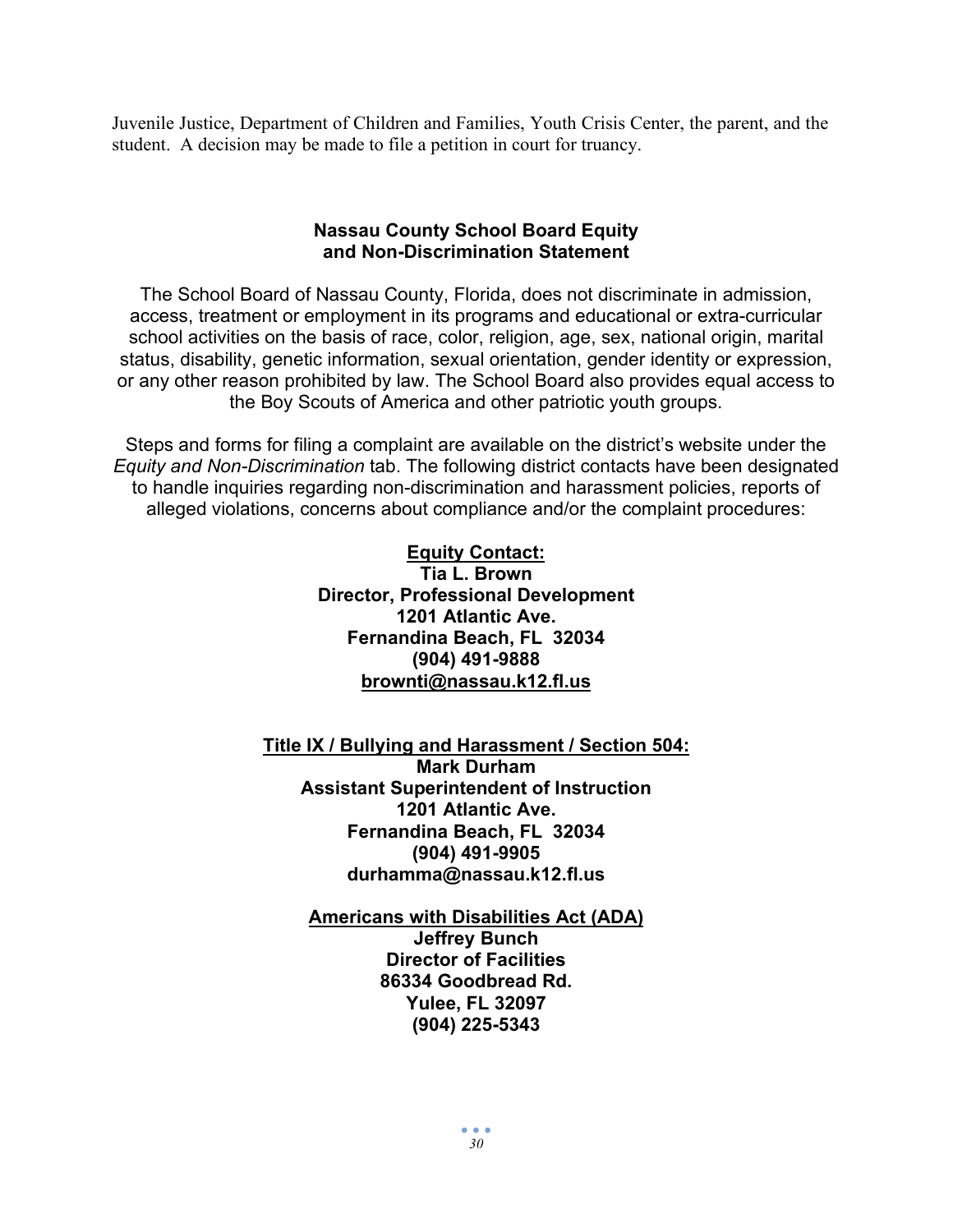Juvenile Justice, Department of Children and Families, Youth Crisis Center, the parent, and the student. A decision may be made to file a petition in court for truancy.

## Nassau County School Board Equity and Non-Discrimination Statement

The School Board of Nassau County, Florida, does not discriminate in admission, access, treatment or employment in its programs and educational or extra-curricular school activities on the basis of race, color, religion, age, sex, national origin, marital status, disability, genetic information, sexual orientation, gender identity or expression, or any other reason prohibited by law. The School Board also provides equal access to the Boy Scouts of America and other patriotic youth groups.

Steps and forms for filing a complaint are available on the district's website under the *Equity and Non-Discrimination* tab. The following district contacts have been designated to handle inquiries regarding non-discrimination and harassment policies, reports of alleged violations, concerns about compliance and/or the complaint procedures:

**Equity Contact:**
**Tia L. Brown**
**Director, Professional Development**
**1201 Atlantic Ave.**
**Fernandina Beach, FL 32034**
**(904) 491-9888**
**brownti@nassau.k12.fl.us**

**Title IX / Bullying and Harassment / Section 504:**
**Mark Durham**
**Assistant Superintendent of Instruction**
**1201 Atlantic Ave.**
**Fernandina Beach, FL 32034**
**(904) 491-9905**
**durhamma@nassau.k12.fl.us**

**Americans with Disabilities Act (ADA)**
**Jeffrey Bunch**
**Director of Facilities**
**86334 Goodbread Rd.**
**Yulee, FL 32097**
**(904) 225-5343**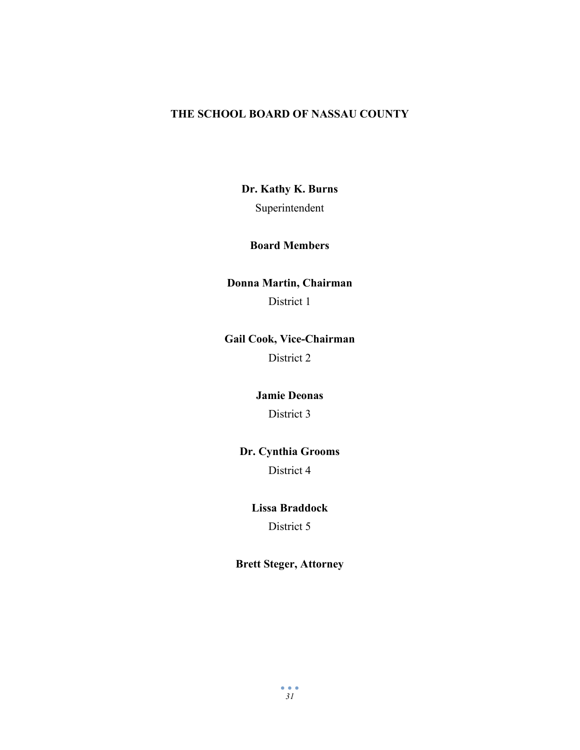**THE SCHOOL BOARD OF NASSAU COUNTY**

**Dr. Kathy K. Burns**

Superintendent

**Board Members**

**Donna Martin, Chairman**

District 1

**Gail Cook, Vice-Chairman**

District 2

**Jamie Deonas**

District 3

**Dr. Cynthia Grooms**

District 4

**Lissa Braddock**

District 5

**Brett Steger, Attorney**